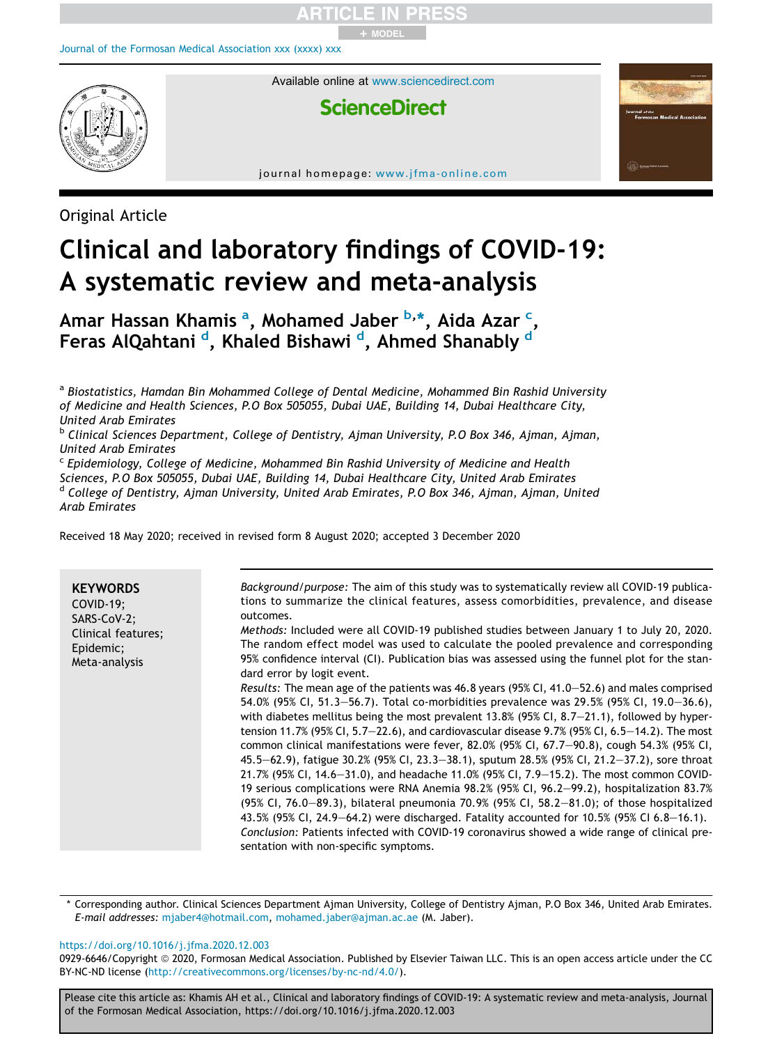Original Article

# Clinical and laboratory findings of COVID-19: A systematic review and meta-analysis

Amar Hassan Khamis [a], Mohamed Jaber [b,*], Aida Azar [c], Feras AlQahtani [d], Khaled Bishawi [d], Ahmed Shanably [d]

[a] Biostatistics, Hamdan Bin Mohammed College of Dental Medicine, Mohammed Bin Rashid University of Medicine and Health Sciences, P.O Box 505055, Dubai UAE, Building 14, Dubai Healthcare City, United Arab Emirates

[b] Clinical Sciences Department, College of Dentistry, Ajman University, P.O Box 346, Ajman, Ajman, United Arab Emirates

[c] Epidemiology, College of Medicine, Mohammed Bin Rashid University of Medicine and Health Sciences, P.O Box 505055, Dubai UAE, Building 14, Dubai Healthcare City, United Arab Emirates

[d] College of Dentistry, Ajman University, United Arab Emirates, P.O Box 346, Ajman, Ajman, United Arab Emirates

Received 18 May 2020; received in revised form 8 August 2020; accepted 3 December 2020

**KEYWORDS**
COVID-19;
SARS-CoV-2;
Clinical features;
Epidemic;
Meta-analysis

*Background/purpose:* The aim of this study was to systematically review all COVID-19 publications to summarize the clinical features, assess comorbidities, prevalence, and disease outcomes.

*Methods:* Included were all COVID-19 published studies between January 1 to July 20, 2020. The random effect model was used to calculate the pooled prevalence and corresponding 95% confidence interval (CI). Publication bias was assessed using the funnel plot for the standard error by logit event.

*Results:* The mean age of the patients was 46.8 years (95% CI, 41.0–52.6) and males comprised 54.0% (95% CI, 51.3–56.7). Total co-morbidities prevalence was 29.5% (95% CI, 19.0–36.6), with diabetes mellitus being the most prevalent 13.8% (95% CI, 8.7–21.1), followed by hypertension 11.7% (95% CI, 5.7–22.6), and cardiovascular disease 9.7% (95% CI, 6.5–14.2). The most common clinical manifestations were fever, 82.0% (95% CI, 67.7–90.8), cough 54.3% (95% CI, 45.5–62.9), fatigue 30.2% (95% CI, 23.3–38.1), sputum 28.5% (95% CI, 21.2–37.2), sore throat 21.7% (95% CI, 14.6–31.0), and headache 11.0% (95% CI, 7.9–15.2). The most common COVID-19 serious complications were RNA Anemia 98.2% (95% CI, 96.2–99.2), hospitalization 83.7% (95% CI, 76.0–89.3), bilateral pneumonia 70.9% (95% CI, 58.2–81.0); of those hospitalized 43.5% (95% CI, 24.9–64.2) were discharged. Fatality accounted for 10.5% (95% CI 6.8–16.1).

*Conclusion:* Patients infected with COVID-19 coronavirus showed a wide range of clinical presentation with non-specific symptoms.

\* Corresponding author. Clinical Sciences Department Ajman University, College of Dentistry Ajman, P.O Box 346, United Arab Emirates.
*E-mail addresses:* mjaber4@hotmail.com, mohamed.jaber@ajman.ac.ae (M. Jaber).

https://doi.org/10.1016/j.jfma.2020.12.003
0929-6646/Copyright © 2020, Formosan Medical Association. Published by Elsevier Taiwan LLC. This is an open access article under the CC BY-NC-ND license (http://creativecommons.org/licenses/by-nc-nd/4.0/).

Please cite this article as: Khamis AH et al., Clinical and laboratory findings of COVID-19: A systematic review and meta-analysis, Journal of the Formosan Medical Association, https://doi.org/10.1016/j.jfma.2020.12.003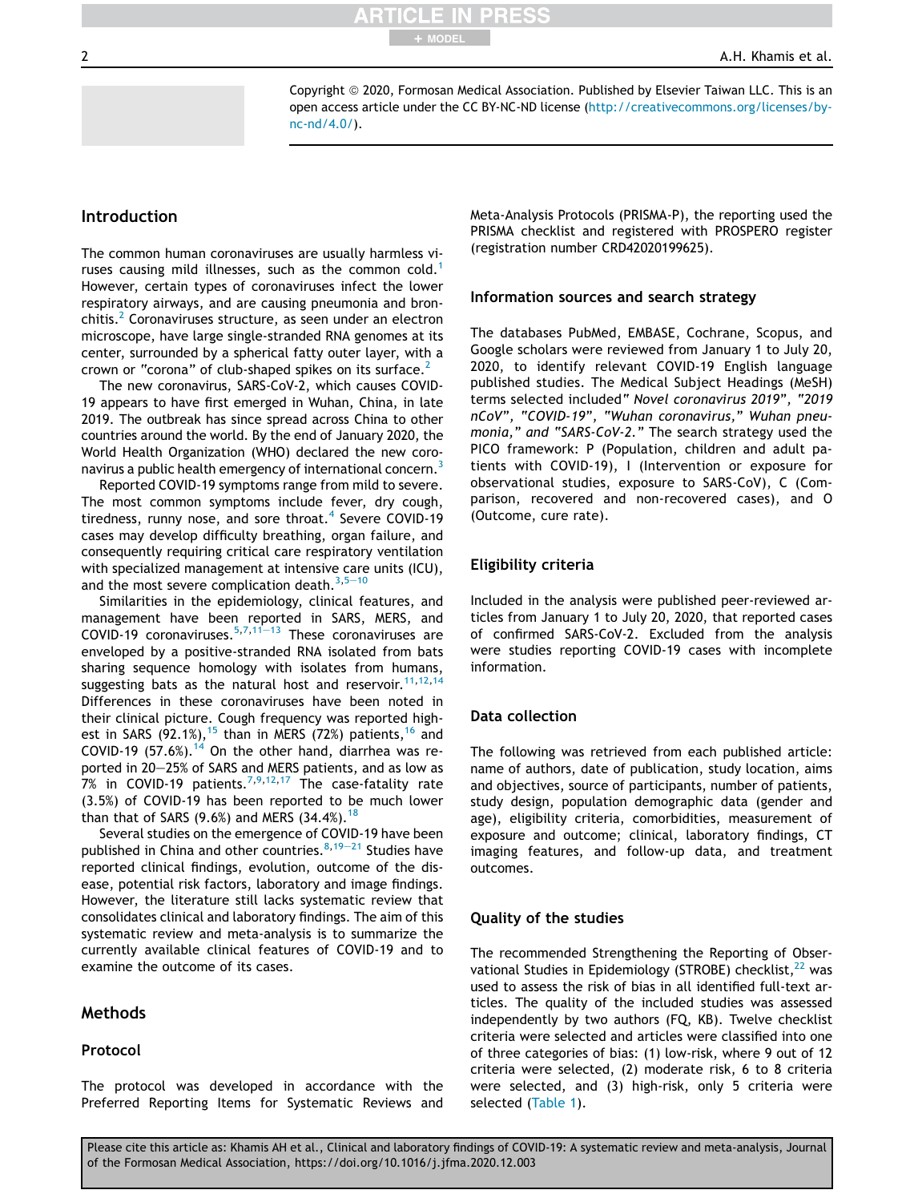Copyright © 2020, Formosan Medical Association. Published by Elsevier Taiwan LLC. This is an open access article under the CC BY-NC-ND license (http://creativecommons.org/licenses/by-nc-nd/4.0/).

## Introduction

The common human coronaviruses are usually harmless viruses causing mild illnesses, such as the common cold.[1] However, certain types of coronaviruses infect the lower respiratory airways, and are causing pneumonia and bronchitis.[2] Coronaviruses structure, as seen under an electron microscope, have large single-stranded RNA genomes at its center, surrounded by a spherical fatty outer layer, with a crown or "corona" of club-shaped spikes on its surface.[2]

The new coronavirus, SARS-CoV-2, which causes COVID-19 appears to have first emerged in Wuhan, China, in late 2019. The outbreak has since spread across China to other countries around the world. By the end of January 2020, the World Health Organization (WHO) declared the new coronavirus a public health emergency of international concern.[3]

Reported COVID-19 symptoms range from mild to severe. The most common symptoms include fever, dry cough, tiredness, runny nose, and sore throat.[4] Severe COVID-19 cases may develop difficulty breathing, organ failure, and consequently requiring critical care respiratory ventilation with specialized management at intensive care units (ICU), and the most severe complication death.[3,5–10]

Similarities in the epidemiology, clinical features, and management have been reported in SARS, MERS, and COVID-19 coronaviruses.[5,7,11–13] These coronaviruses are enveloped by a positive-stranded RNA isolated from bats sharing sequence homology with isolates from humans, suggesting bats as the natural host and reservoir.[11,12,14] Differences in these coronaviruses have been noted in their clinical picture. Cough frequency was reported highest in SARS (92.1%),[15] than in MERS (72%) patients,[16] and COVID-19 (57.6%).[14] On the other hand, diarrhea was reported in 20–25% of SARS and MERS patients, and as low as 7% in COVID-19 patients.[7,9,12,17] The case-fatality rate (3.5%) of COVID-19 has been reported to be much lower than that of SARS (9.6%) and MERS (34.4%).[18]

Several studies on the emergence of COVID-19 have been published in China and other countries.[8,19–21] Studies have reported clinical findings, evolution, outcome of the disease, potential risk factors, laboratory and image findings. However, the literature still lacks systematic review that consolidates clinical and laboratory findings. The aim of this systematic review and meta-analysis is to summarize the currently available clinical features of COVID-19 and to examine the outcome of its cases.

## Methods

### Protocol

The protocol was developed in accordance with the Preferred Reporting Items for Systematic Reviews and Meta-Analysis Protocols (PRISMA-P), the reporting used the PRISMA checklist and registered with PROSPERO register (registration number CRD42020199625).

### Information sources and search strategy

The databases PubMed, EMBASE, Cochrane, Scopus, and Google scholars were reviewed from January 1 to July 20, 2020, to identify relevant COVID-19 English language published studies. The Medical Subject Headings (MeSH) terms selected included*" Novel coronavirus 2019", "2019 nCoV", "COVID-19", "Wuhan coronavirus," Wuhan pneumonia," and "SARS-CoV-2."* The search strategy used the PICO framework: P (Population, children and adult patients with COVID-19), I (Intervention or exposure for observational studies, exposure to SARS-CoV), C (Comparison, recovered and non-recovered cases), and O (Outcome, cure rate).

### Eligibility criteria

Included in the analysis were published peer-reviewed articles from January 1 to July 20, 2020, that reported cases of confirmed SARS-CoV-2. Excluded from the analysis were studies reporting COVID-19 cases with incomplete information.

### Data collection

The following was retrieved from each published article: name of authors, date of publication, study location, aims and objectives, source of participants, number of patients, study design, population demographic data (gender and age), eligibility criteria, comorbidities, measurement of exposure and outcome; clinical, laboratory findings, CT imaging features, and follow-up data, and treatment outcomes.

### Quality of the studies

The recommended Strengthening the Reporting of Observational Studies in Epidemiology (STROBE) checklist,[22] was used to assess the risk of bias in all identified full-text articles. The quality of the included studies was assessed independently by two authors (FQ, KB). Twelve checklist criteria were selected and articles were classified into one of three categories of bias: (1) low-risk, where 9 out of 12 criteria were selected, (2) moderate risk, 6 to 8 criteria were selected, and (3) high-risk, only 5 criteria were selected (Table 1).

Please cite this article as: Khamis AH et al., Clinical and laboratory findings of COVID-19: A systematic review and meta-analysis, Journal of the Formosan Medical Association, https://doi.org/10.1016/j.jfma.2020.12.003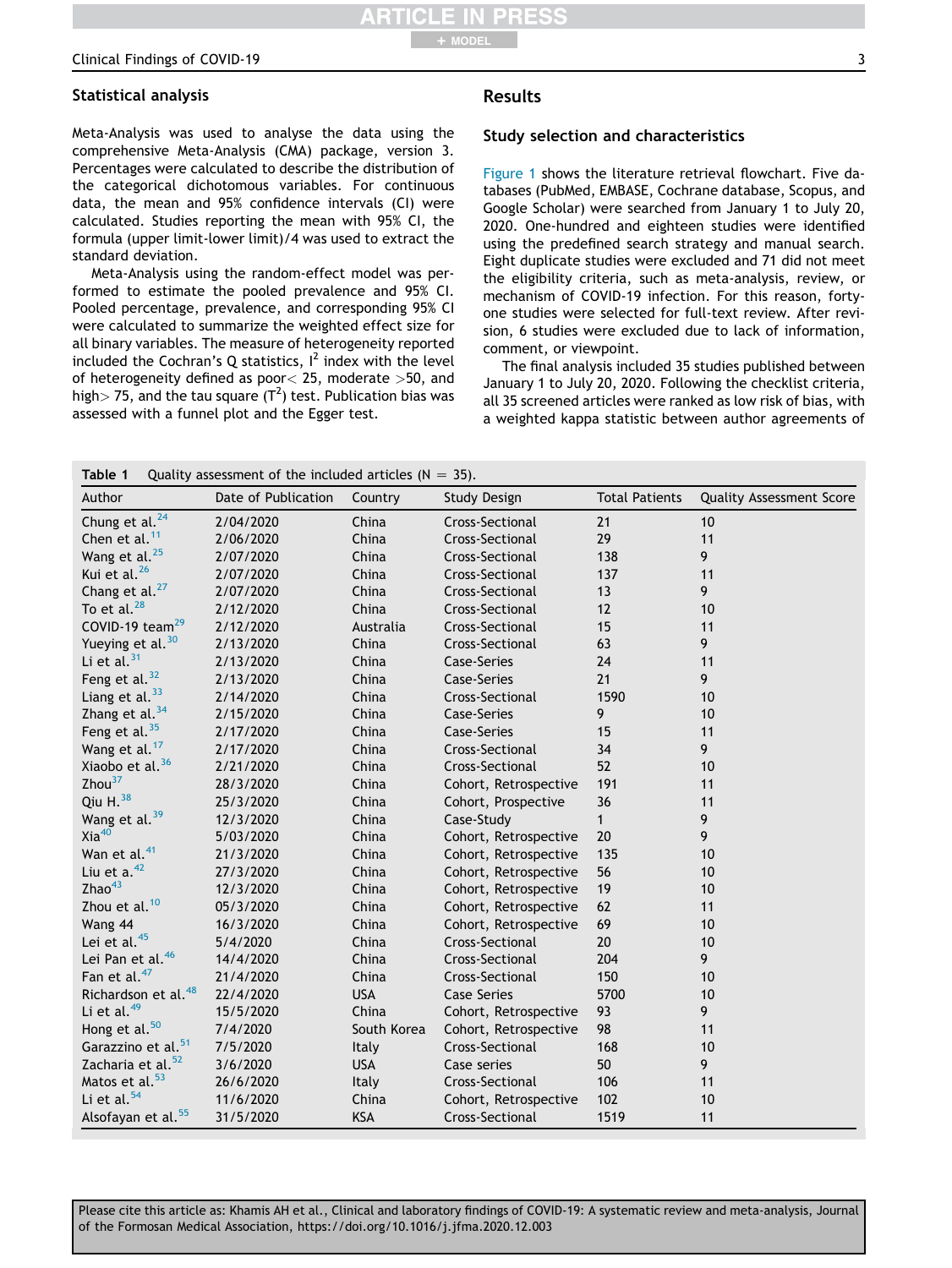## Statistical analysis

Meta-Analysis was used to analyse the data using the comprehensive Meta-Analysis (CMA) package, version 3. Percentages were calculated to describe the distribution of the categorical dichotomous variables. For continuous data, the mean and 95% confidence intervals (CI) were calculated. Studies reporting the mean with 95% CI, the formula (upper limit-lower limit)/4 was used to extract the standard deviation.

Meta-Analysis using the random-effect model was performed to estimate the pooled prevalence and 95% CI. Pooled percentage, prevalence, and corresponding 95% CI were calculated to summarize the weighted effect size for all binary variables. The measure of heterogeneity reported included the Cochran's Q statistics, $I^2$ index with the level of heterogeneity defined as poor< 25, moderate >50, and high> 75, and the tau square ($T^2$) test. Publication bias was assessed with a funnel plot and the Egger test.

## Results

### Study selection and characteristics

Figure 1 shows the literature retrieval flowchart. Five databases (PubMed, EMBASE, Cochrane database, Scopus, and Google Scholar) were searched from January 1 to July 20, 2020. One-hundred and eighteen studies were identified using the predefined search strategy and manual search. Eight duplicate studies were excluded and 71 did not meet the eligibility criteria, such as meta-analysis, review, or mechanism of COVID-19 infection. For this reason, forty-one studies were selected for full-text review. After revision, 6 studies were excluded due to lack of information, comment, or viewpoint.

The final analysis included 35 studies published between January 1 to July 20, 2020. Following the checklist criteria, all 35 screened articles were ranked as low risk of bias, with a weighted kappa statistic between author agreements of

**Table 1** Quality assessment of the included articles (N = 35).

| Author | Date of Publication | Country | Study Design | Total Patients | Quality Assessment Score |
|---|---|---|---|---|---|
| Chung et al.[24] | 2/04/2020 | China | Cross-Sectional | 21 | 10 |
| Chen et al.[11] | 2/06/2020 | China | Cross-Sectional | 29 | 11 |
| Wang et al.[25] | 2/07/2020 | China | Cross-Sectional | 138 | 9 |
| Kui et al.[26] | 2/07/2020 | China | Cross-Sectional | 137 | 11 |
| Chang et al.[27] | 2/07/2020 | China | Cross-Sectional | 13 | 9 |
| To et al.[28] | 2/12/2020 | China | Cross-Sectional | 12 | 10 |
| COVID-19 team[29] | 2/12/2020 | Australia | Cross-Sectional | 15 | 11 |
| Yueying et al.[30] | 2/13/2020 | China | Cross-Sectional | 63 | 9 |
| Li et al.[31] | 2/13/2020 | China | Case-Series | 24 | 11 |
| Feng et al.[32] | 2/13/2020 | China | Case-Series | 21 | 9 |
| Liang et al.[33] | 2/14/2020 | China | Cross-Sectional | 1590 | 10 |
| Zhang et al.[34] | 2/15/2020 | China | Case-Series | 9 | 10 |
| Feng et al.[35] | 2/17/2020 | China | Case-Series | 15 | 11 |
| Wang et al.[17] | 2/17/2020 | China | Cross-Sectional | 34 | 9 |
| Xiaobo et al.[36] | 2/21/2020 | China | Cross-Sectional | 52 | 10 |
| Zhou[37] | 28/3/2020 | China | Cohort, Retrospective | 191 | 11 |
| Qiu H.[38] | 25/3/2020 | China | Cohort, Prospective | 36 | 11 |
| Wang et al.[39] | 12/3/2020 | China | Case-Study | 1 | 9 |
| Xia[40] | 5/03/2020 | China | Cohort, Retrospective | 20 | 9 |
| Wan et al.[41] | 21/3/2020 | China | Cohort, Retrospective | 135 | 10 |
| Liu et a.[42] | 27/3/2020 | China | Cohort, Retrospective | 56 | 10 |
| Zhao[43] | 12/3/2020 | China | Cohort, Retrospective | 19 | 10 |
| Zhou et al.[10] | 05/3/2020 | China | Cohort, Retrospective | 62 | 11 |
| Wang 44 | 16/3/2020 | China | Cohort, Retrospective | 69 | 10 |
| Lei et al.[45] | 5/4/2020 | China | Cross-Sectional | 20 | 10 |
| Lei Pan et al.[46] | 14/4/2020 | China | Cross-Sectional | 204 | 9 |
| Fan et al.[47] | 21/4/2020 | China | Cross-Sectional | 150 | 10 |
| Richardson et al.[48] | 22/4/2020 | USA | Case Series | 5700 | 10 |
| Li et al.[49] | 15/5/2020 | China | Cohort, Retrospective | 93 | 9 |
| Hong et al.[50] | 7/4/2020 | South Korea | Cohort, Retrospective | 98 | 11 |
| Garazzino et al.[51] | 7/5/2020 | Italy | Cross-Sectional | 168 | 10 |
| Zacharia et al.[52] | 3/6/2020 | USA | Case series | 50 | 9 |
| Matos et al.[53] | 26/6/2020 | Italy | Cross-Sectional | 106 | 11 |
| Li et al.[54] | 11/6/2020 | China | Cohort, Retrospective | 102 | 10 |
| Alsofayan et al.[55] | 31/5/2020 | KSA | Cross-Sectional | 1519 | 11 |

Please cite this article as: Khamis AH et al., Clinical and laboratory findings of COVID-19: A systematic review and meta-analysis, Journal of the Formosan Medical Association, https://doi.org/10.1016/j.jfma.2020.12.003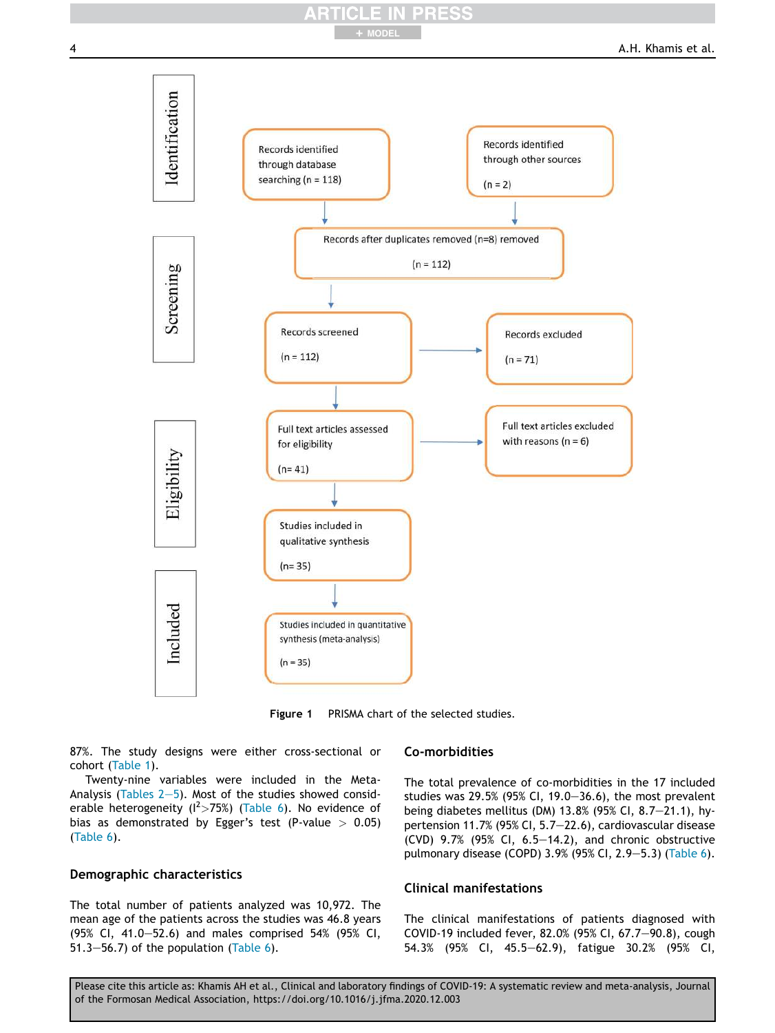| Identification | | |
|---|---|---|
| | Records identified through database searching (n = 118) | Records identified through other sources (n = 2) |
| Screening | Records after duplicates removed (n=8) removed (n = 112) | |
| | Records screened (n = 112) | Records excluded (n = 71) |
| Eligibility | Full text articles assessed for eligibility (n= 41) | Full text articles excluded with reasons (n = 6) |
| | Studies included in qualitative synthesis (n= 35) | |
| Included | Studies included in quantitative synthesis (meta-analysis) (n = 35) | |

**Figure 1** PRISMA chart of the selected studies.

87%. The study designs were either cross-sectional or cohort (Table 1).

Twenty-nine variables were included in the Meta-Analysis (Tables 2–5). Most of the studies showed considerable heterogeneity ($I^2$>75%) (Table 6). No evidence of bias as demonstrated by Egger's test (P-value > 0.05) (Table 6).

## Demographic characteristics

The total number of patients analyzed was 10,972. The mean age of the patients across the studies was 46.8 years (95% CI, 41.0–52.6) and males comprised 54% (95% CI, 51.3–56.7) of the population (Table 6).

## Co-morbidities

The total prevalence of co-morbidities in the 17 included studies was 29.5% (95% CI, 19.0–36.6), the most prevalent being diabetes mellitus (DM) 13.8% (95% CI, 8.7–21.1), hypertension 11.7% (95% CI, 5.7–22.6), cardiovascular disease (CVD) 9.7% (95% CI, 6.5–14.2), and chronic obstructive pulmonary disease (COPD) 3.9% (95% CI, 2.9–5.3) (Table 6).

## Clinical manifestations

The clinical manifestations of patients diagnosed with COVID-19 included fever, 82.0% (95% CI, 67.7–90.8), cough 54.3% (95% CI, 45.5–62.9), fatigue 30.2% (95% CI,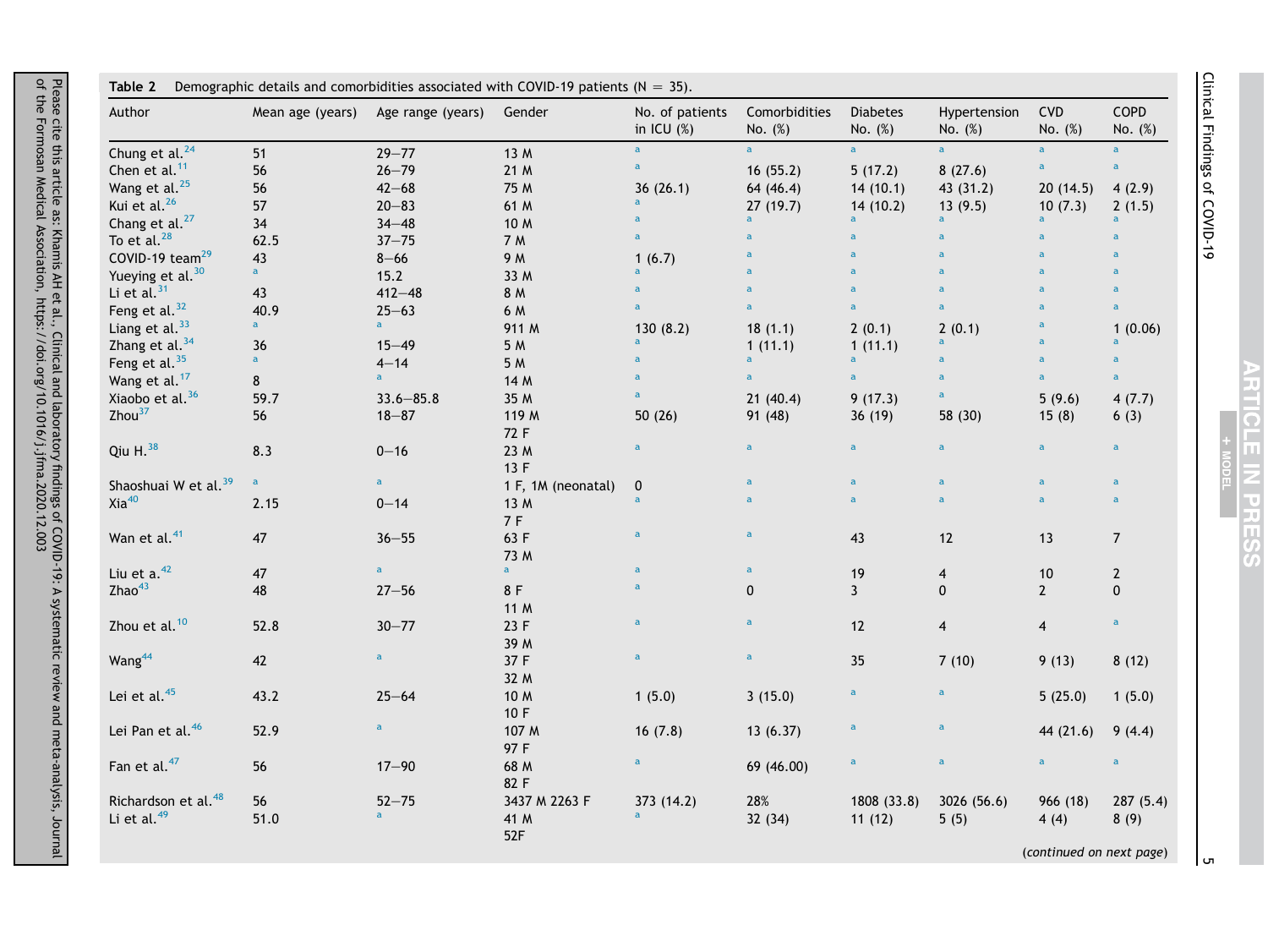**Table 2** Demographic details and comorbidities associated with COVID-19 patients (N = 35).

| Author | Mean age (years) | Age range (years) | Gender | No. of patients in ICU (%) | Comorbidities No. (%) | Diabetes No. (%) | Hypertension No. (%) | CVD No. (%) | COPD No. (%) |
|---|---|---|---|---|---|---|---|---|---|
| Chung et al.[24] | 51 | 29–77 | 13 M | [a] | [a] | [a] | [a] | [a] | [a] |
| Chen et al.[11] | 56 | 26–79 | 21 M | [a] | 16 (55.2) | 5 (17.2) | 8 (27.6) | [a] | [a] |
| Wang et al.[25] | 56 | 42–68 | 75 M | 36 (26.1) | 64 (46.4) | 14 (10.1) | 43 (31.2) | 20 (14.5) | 4 (2.9) |
| Kui et al.[26] | 57 | 20–83 | 61 M | [a] | 27 (19.7) | 14 (10.2) | 13 (9.5) | 10 (7.3) | 2 (1.5) |
| Chang et al.[27] | 34 | 34–48 | 10 M | [a] | [a] | [a] | [a] | [a] | [a] |
| To et al.[28] | 62.5 | 37–75 | 7 M | [a] | [a] | [a] | [a] | [a] | [a] |
| COVID-19 team[29] | 43 | 8–66 | 9 M | 1 (6.7) | [a] | [a] | [a] | [a] | [a] |
| Yueying et al.[30] | [a] | 15.2 | 33 M | [a] | [a] | [a] | [a] | [a] | [a] |
| Li et al.[31] | 43 | 412–48 | 8 M | [a] | [a] | [a] | [a] | [a] | [a] |
| Feng et al.[32] | 40.9 | 25–63 | 6 M | [a] | [a] | [a] | [a] | [a] | [a] |
| Liang et al.[33] | [a] | [a] | 911 M | 130 (8.2) | 18 (1.1) | 2 (0.1) | 2 (0.1) | [a] | 1 (0.06) |
| Zhang et al.[34] | 36 | 15–49 | 5 M | [a] | 1 (11.1) | 1 (11.1) | [a] | [a] | [a] |
| Feng et al.[35] | [a] | 4–14 | 5 M | [a] | [a] | [a] | [a] | [a] | [a] |
| Wang et al.[17] | 8 | [a] | 14 M | [a] | [a] | [a] | [a] | [a] | [a] |
| Xiaobo et al.[36] | 59.7 | 33.6–85.8 | 35 M | [a] | 21 (40.4) | 9 (17.3) | [a] | 5 (9.6) | 4 (7.7) |
| Zhou[37] | 56 | 18–87 | 119 M 72 F | 50 (26) | 91 (48) | 36 (19) | 58 (30) | 15 (8) | 6 (3) |
| Qiu H.[38] | 8.3 | 0–16 | 23 M 13 F | [a] | [a] | [a] | [a] | [a] | [a] |
| Shaoshuai W et al.[39] | [a] | [a] | 1 F, 1M (neonatal) | 0 | [a] | [a] | [a] | [a] | [a] |
| Xia[40] | 2.15 | 0–14 | 13 M 7 F | [a] | [a] | [a] | [a] | [a] | [a] |
| Wan et al.[41] | 47 | 36–55 | 63 F 73 M | [a] | [a] | 43 | 12 | 13 | 7 |
| Liu et a.[42] | 47 | [a] | [a] | [a] | [a] | 19 | 4 | 10 | 2 |
| Zhao[43] | 48 | 27–56 | 8 F 11 M | [a] | 0 | 3 | 0 | 2 | 0 |
| Zhou et al.[10] | 52.8 | 30–77 | 23 F 39 M | [a] | [a] | 12 | 4 | 4 | [a] |
| Wang[44] | 42 | [a] | 37 F 32 M | [a] | [a] | 35 | 7 (10) | 9 (13) | 8 (12) |
| Lei et al.[45] | 43.2 | 25–64 | 10 M 10 F | 1 (5.0) | 3 (15.0) | [a] | [a] | 5 (25.0) | 1 (5.0) |
| Lei Pan et al.[46] | 52.9 | [a] | 107 M 97 F | 16 (7.8) | 13 (6.37) | [a] | [a] | 44 (21.6) | 9 (4.4) |
| Fan et al.[47] | 56 | 17–90 | 68 M 82 F | [a] | 69 (46.00) | [a] | [a] | [a] | [a] |
| Richardson et al.[48] | 56 | 52–75 | 3437 M 2263 F | 373 (14.2) | 28% | 1808 (33.8) | 3026 (56.6) | 966 (18) | 287 (5.4) |
| Li et al.[49] | 51.0 | [a] | 41 M 52F | [a] | 32 (34) | 11 (12) | 5 (5) | 4 (4) | 8 (9) |

*(continued on next page)*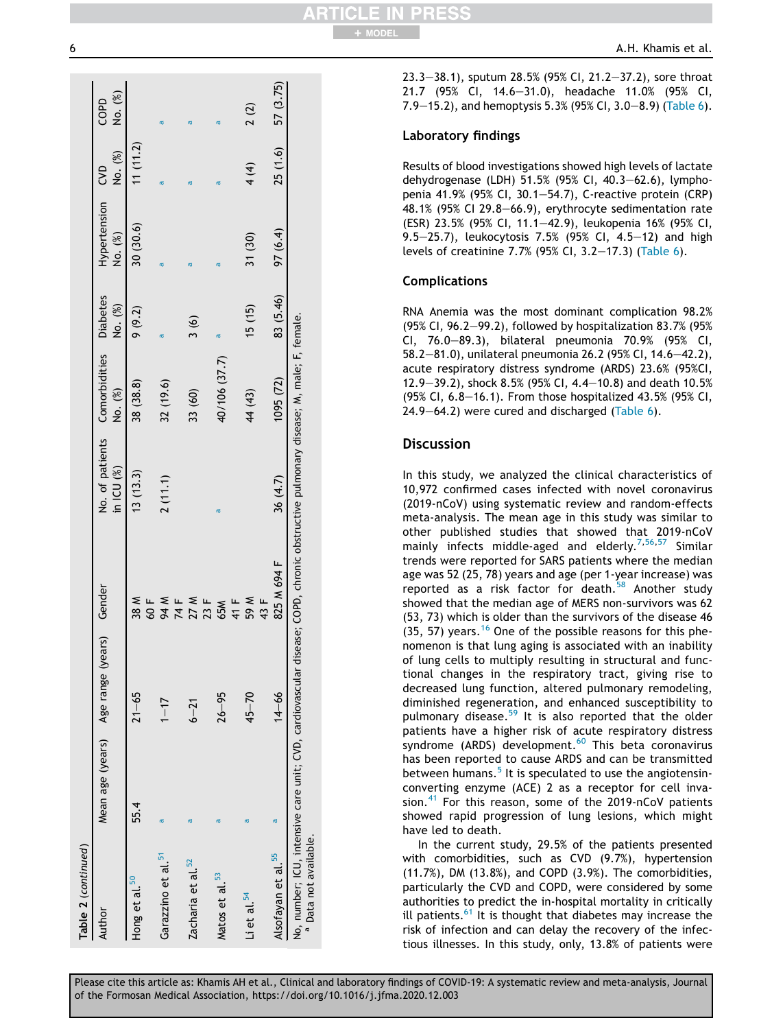**Table 2** (*continued*)

| Author | Mean age (years) | Age range (years) | Gender | No. of patients in ICU (%) | Comorbidities No. (%) | Diabetes No. (%) | Hypertension No. (%) | CVD No. (%) | COPD No. (%) |
|---|---|---|---|---|---|---|---|---|---|
| Hong et al.[50] | 55.4 | 21–65 | 38 M 60 F | 13 (13.3) | 38 (38.8) | 9 (9.2) | 30 (30.6) | 11 (11.2) | |
| Garazzino et al.[51] | a | 1–17 | 94 M 74 F | 2 (11.1) | 32 (19.6) | a | a | a | a |
| Zacharia et al.[52] | a | 6–21 | 27 M 23 F | | 33 (60) | 3 (6) | a | a | a |
| Matos et al.[53] | a | 26–95 | 65M 41 F | a | 40/106 (37.7) | a | a | a | a |
| Li et al.[54] | a | 45–70 | 59 M 43 F | | 44 (43) | 15 (15) | 31 (30) | 4 (4) | 2 (2) |
| Alsofayan et al.[55] | a | 14–66 | 825 M 694 F | 36 (4.7) | 1095 (72) | 83 (5.46) | 97 (6.4) | 25 (1.6) | 57 (3.75) |

No, number; ICU, intensive care unit; CVD, cardiovascular disease; COPD, chronic obstructive pulmonary disease; M, male; F, female.
[a] Data not available.

23.3–38.1), sputum 28.5% (95% CI, 21.2–37.2), sore throat 21.7 (95% CI, 14.6–31.0), headache 11.0% (95% CI, 7.9–15.2), and hemoptysis 5.3% (95% CI, 3.0–8.9) (Table 6).

## Laboratory findings

Results of blood investigations showed high levels of lactate dehydrogenase (LDH) 51.5% (95% CI, 40.3–62.6), lymphopenia 41.9% (95% CI, 30.1–54.7), C-reactive protein (CRP) 48.1% (95% CI 29.8–66.9), erythrocyte sedimentation rate (ESR) 23.5% (95% CI, 11.1–42.9), leukopenia 16% (95% CI, 9.5–25.7), leukocytosis 7.5% (95% CI, 4.5–12) and high levels of creatinine 7.7% (95% CI, 3.2–17.3) (Table 6).

## Complications

RNA Anemia was the most dominant complication 98.2% (95% CI, 96.2–99.2), followed by hospitalization 83.7% (95% CI, 76.0–89.3), bilateral pneumonia 70.9% (95% CI, 58.2–81.0), unilateral pneumonia 26.2 (95% CI, 14.6–42.2), acute respiratory distress syndrome (ARDS) 23.6% (95%CI, 12.9–39.2), shock 8.5% (95% CI, 4.4–10.8) and death 10.5% (95% CI, 6.8–16.1). From those hospitalized 43.5% (95% CI, 24.9–64.2) were cured and discharged (Table 6).

## Discussion

In this study, we analyzed the clinical characteristics of 10,972 confirmed cases infected with novel coronavirus (2019-nCoV) using systematic review and random-effects meta-analysis. The mean age in this study was similar to other published studies that showed that 2019-nCoV mainly infects middle-aged and elderly.[7,56,57] Similar trends were reported for SARS patients where the median age was 52 (25, 78) years and age (per 1-year increase) was reported as a risk factor for death.[58] Another study showed that the median age of MERS non-survivors was 62 (53, 73) which is older than the survivors of the disease 46 (35, 57) years.[16] One of the possible reasons for this phenomenon is that lung aging is associated with an inability of lung cells to multiply resulting in structural and functional changes in the respiratory tract, giving rise to decreased lung function, altered pulmonary remodeling, diminished regeneration, and enhanced susceptibility to pulmonary disease.[59] It is also reported that the older patients have a higher risk of acute respiratory distress syndrome (ARDS) development.[60] This beta coronavirus has been reported to cause ARDS and can be transmitted between humans.[5] It is speculated to use the angiotensin-converting enzyme (ACE) 2 as a receptor for cell invasion.[41] For this reason, some of the 2019-nCoV patients showed rapid progression of lung lesions, which might have led to death.

In the current study, 29.5% of the patients presented with comorbidities, such as CVD (9.7%), hypertension (11.7%), DM (13.8%), and COPD (3.9%). The comorbidities, particularly the CVD and COPD, were considered by some authorities to predict the in-hospital mortality in critically ill patients.[61] It is thought that diabetes may increase the risk of infection and can delay the recovery of the infectious illnesses. In this study, only, 13.8% of patients were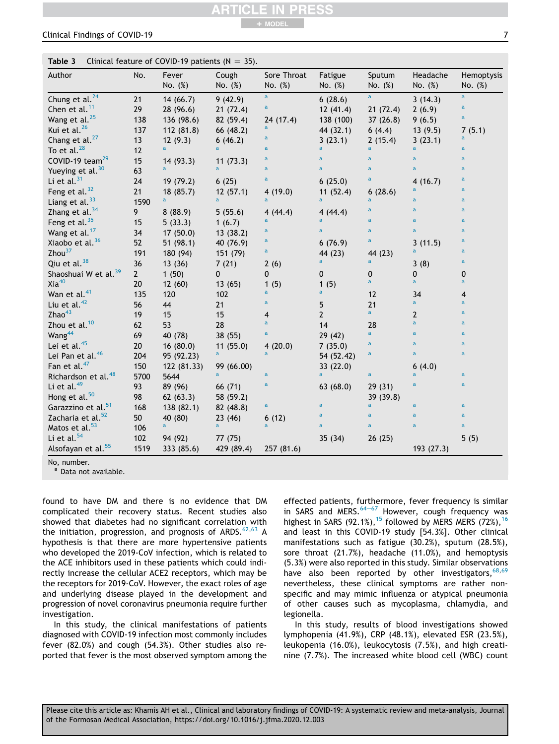**Table 3** Clinical feature of COVID-19 patients (N = 35).

| Author | No. | Fever No. (%) | Cough No. (%) | Sore Throat No. (%) | Fatigue No. (%) | Sputum No. (%) | Headache No. (%) | Hemoptysis No. (%) |
|---|---|---|---|---|---|---|---|---|
| Chung et al.[24] | 21 | 14 (66.7) | 9 (42.9) | [a] | 6 (28.6) | [a] | 3 (14.3) | [a] |
| Chen et al.[11] | 29 | 28 (96.6) | 21 (72.4) | [a] | 12 (41.4) | 21 (72.4) | 2 (6.9) | [a] |
| Wang et al.[25] | 138 | 136 (98.6) | 82 (59.4) | 24 (17.4) | 138 (100) | 37 (26.8) | 9 (6.5) | [a] |
| Kui et al.[26] | 137 | 112 (81.8) | 66 (48.2) | [a] | 44 (32.1) | 6 (4.4) | 13 (9.5) | 7 (5.1) |
| Chang et al.[27] | 13 | 12 (9.3) | 6 (46.2) | [a] | 3 (23.1) | 2 (15.4) | 3 (23.1) | [a] |
| To et al.[28] | 12 | [a] | [a] | [a] | [a] | [a] | [a] | [a] |
| COVID-19 team[29] | 15 | 14 (93.3) | 11 (73.3) | [a] | [a] | [a] | [a] | [a] |
| Yueying et al.[30] | 63 | [a] | [a] | [a] | [a] | [a] | [a] | [a] |
| Li et al.[31] | 24 | 19 (79.2) | 6 (25) | [a] | 6 (25.0) | [a] | 4 (16.7) | [a] |
| Feng et al.[32] | 21 | 18 (85.7) | 12 (57.1) | 4 (19.0) | 11 (52.4) | 6 (28.6) | [a] | [a] |
| Liang et al.[33] | 1590 | [a] | [a] | [a] | [a] | [a] | [a] | [a] |
| Zhang et al.[34] | 9 | 8 (88.9) | 5 (55.6) | 4 (44.4) | 4 (44.4) | [a] | [a] | [a] |
| Feng et al.[35] | 15 | 5 (33.3) | 1 (6.7) | [a] | [a] | [a] | [a] | [a] |
| Wang et al.[17] | 34 | 17 (50.0) | 13 (38.2) | [a] | [a] | [a] | [a] | [a] |
| Xiaobo et al.[36] | 52 | 51 (98.1) | 40 (76.9) | [a] | 6 (76.9) | [a] | 3 (11.5) | [a] |
| Zhou[37] | 191 | 180 (94) | 151 (79) | [a] | 44 (23) | 44 (23) | [a] | [a] |
| Qiu et al.[38] | 36 | 13 (36) | 7 (21) | 2 (6) | [a] | [a] | 3 (8) | [a] |
| Shaoshuai W et al.[39] | 2 | 1 (50) | 0 | 0 | 0 | 0 | 0 | 0 |
| Xia[40] | 20 | 12 (60) | 13 (65) | 1 (5) | 1 (5) | [a] | [a] | [a] |
| Wan et al.[41] | 135 | 120 | 102 | [a] | [a] | 12 | 34 | 4 |
| Liu et al.[42] | 56 | 44 | 21 | [a] | 5 | 21 | [a] | [a] |
| Zhao[43] | 19 | 15 | 15 | 4 | 2 | [a] | 2 | [a] |
| Zhou et al.[10] | 62 | 53 | 28 | [a] | 14 | 28 | [a] | [a] |
| Wang[44] | 69 | 40 (78) | 38 (55) | [a] | 29 (42) | [a] | [a] | [a] |
| Lei et al.[45] | 20 | 16 (80.0) | 11 (55.0) | 4 (20.0) | 7 (35.0) | [a] | [a] | [a] |
| Lei Pan et al.[46] | 204 | 95 (92.23) | [a] | [a] | 54 (52.42) | [a] | [a] | [a] |
| Fan et al.[47] | 150 | 122 (81.33) | 99 (66.00) | | 33 (22.0) | | 6 (4.0) | |
| Richardson et al.[48] | 5700 | 5644 | [a] | [a] | [a] | [a] | [a] | [a] |
| Li et al.[49] | 93 | 89 (96) | 66 (71) | [a] | 63 (68.0) | 29 (31) | [a] | [a] |
| Hong et al.[50] | 98 | 62 (63.3) | 58 (59.2) | | | 39 (39.8) | | |
| Garazzino et al.[51] | 168 | 138 (82.1) | 82 (48.8) | [a] | [a] | [a] | [a] | [a] |
| Zacharia et al.[52] | 50 | 40 (80) | 23 (46) | 6 (12) | [a] | [a] | [a] | [a] |
| Matos et al.[53] | 106 | [a] | [a] | [a] | [a] | [a] | [a] | [a] |
| Li et al.[54] | 102 | 94 (92) | 77 (75) | | 35 (34) | 26 (25) | | 5 (5) |
| Alsofayan et al.[55] | 1519 | 333 (85.6) | 429 (89.4) | 257 (81.6) | | | 193 (27.3) | |

No, number.
[a] Data not available.

found to have DM and there is no evidence that DM complicated their recovery status. Recent studies also showed that diabetes had no significant correlation with the initiation, progression, and prognosis of ARDS.[62,63] A hypothesis is that there are more hypertensive patients who developed the 2019-CoV infection, which is related to the ACE inhibitors used in these patients which could indirectly increase the cellular ACE2 receptors, which may be the receptors for 2019-CoV. However, the exact roles of age and underlying disease played in the development and progression of novel coronavirus pneumonia require further investigation.

In this study, the clinical manifestations of patients diagnosed with COVID-19 infection most commonly includes fever (82.0%) and cough (54.3%). Other studies also reported that fever is the most observed symptom among the effected patients, furthermore, fever frequency is similar in SARS and MERS.[64–67] However, cough frequency was highest in SARS (92.1%),[15] followed by MERS MERS (72%),[16] and least in this COVID-19 study [54.3%]. Other clinical manifestations such as fatigue (30.2%), sputum (28.5%), sore throat (21.7%), headache (11.0%), and hemoptysis (5.3%) were also reported in this study. Similar observations have also been reported by other investigators,[68,69] nevertheless, these clinical symptoms are rather non-specific and may mimic influenza or atypical pneumonia of other causes such as mycoplasma, chlamydia, and legionella.

In this study, results of blood investigations showed lymphopenia (41.9%), CRP (48.1%), elevated ESR (23.5%), leukopenia (16.0%), leukocytosis (7.5%), and high creatinine (7.7%). The increased white blood cell (WBC) count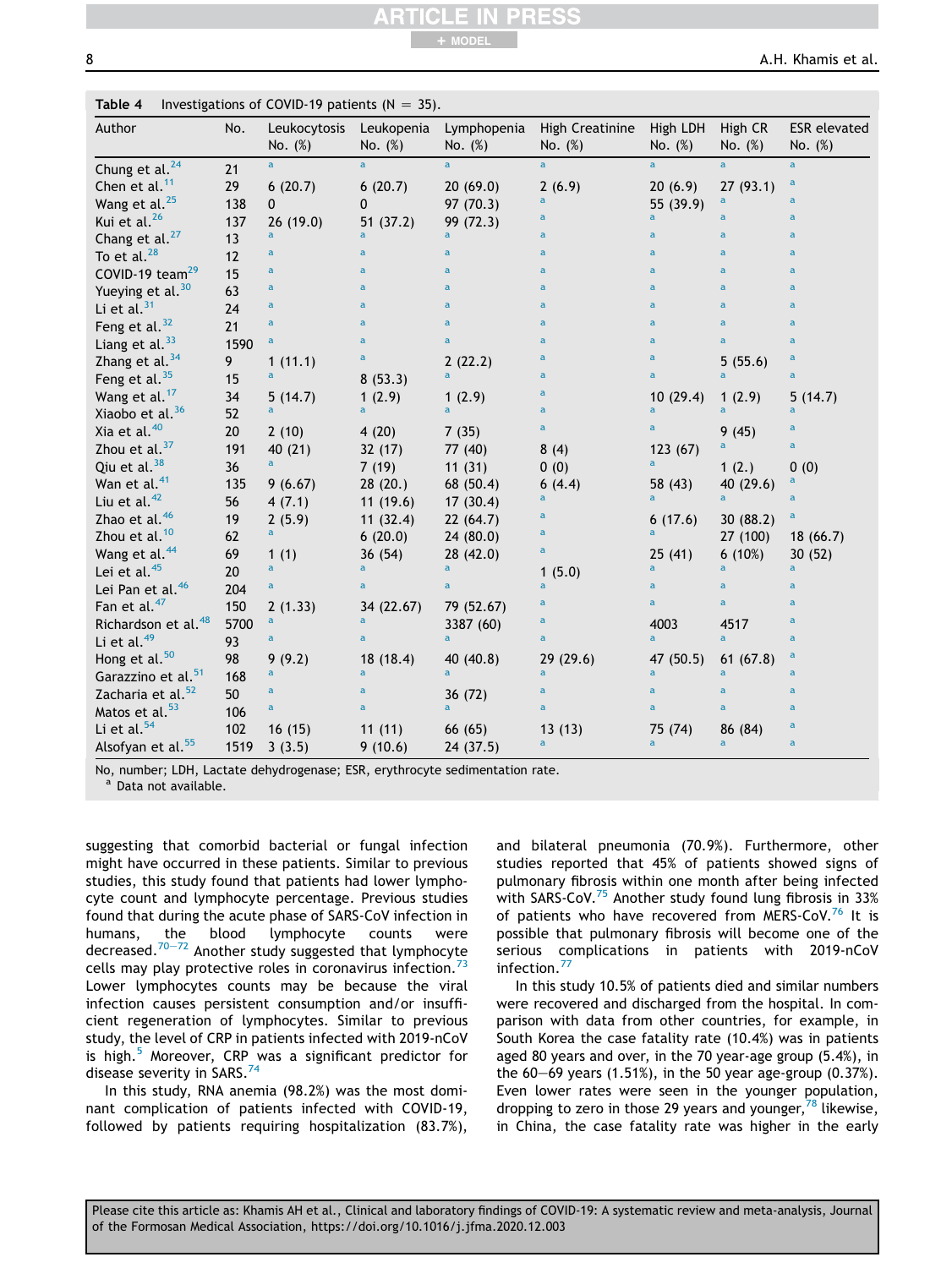**Table 4** Investigations of COVID-19 patients (N = 35).

| Author | No. | Leukocytosis No. (%) | Leukopenia No. (%) | Lymphopenia No. (%) | High Creatinine No. (%) | High LDH No. (%) | High CR No. (%) | ESR elevated No. (%) |
|---|---|---|---|---|---|---|---|---|
| Chung et al.[24] | 21 | [a] | [a] | [a] | [a] | [a] | [a] | [a] |
| Chen et al.[11] | 29 | 6 (20.7) | 6 (20.7) | 20 (69.0) | 2 (6.9) | 20 (6.9) | 27 (93.1) | [a] |
| Wang et al.[25] | 138 | 0 | 0 | 97 (70.3) | [a] | 55 (39.9) | [a] | [a] |
| Kui et al.[26] | 137 | 26 (19.0) | 51 (37.2) | 99 (72.3) | [a] | [a] | [a] | [a] |
| Chang et al.[27] | 13 | [a] | [a] | [a] | [a] | [a] | [a] | [a] |
| To et al.[28] | 12 | [a] | [a] | [a] | [a] | [a] | [a] | [a] |
| COVID-19 team[29] | 15 | [a] | [a] | [a] | [a] | [a] | [a] | [a] |
| Yueying et al.[30] | 63 | [a] | [a] | [a] | [a] | [a] | [a] | [a] |
| Li et al.[31] | 24 | [a] | [a] | [a] | [a] | [a] | [a] | [a] |
| Feng et al.[32] | 21 | [a] | [a] | [a] | [a] | [a] | [a] | [a] |
| Liang et al.[33] | 1590 | [a] | [a] | [a] | [a] | [a] | [a] | [a] |
| Zhang et al.[34] | 9 | 1 (11.1) | [a] | 2 (22.2) | [a] | [a] | 5 (55.6) | [a] |
| Feng et al.[35] | 15 | [a] | 8 (53.3) | [a] | [a] | [a] | [a] | [a] |
| Wang et al.[17] | 34 | 5 (14.7) | 1 (2.9) | 1 (2.9) | [a] | 10 (29.4) | 1 (2.9) | 5 (14.7) |
| Xiaobo et al.[36] | 52 | [a] | [a] | [a] | [a] | [a] | [a] | [a] |
| Xia et al.[40] | 20 | 2 (10) | 4 (20) | 7 (35) | [a] | [a] | 9 (45) | [a] |
| Zhou et al.[37] | 191 | 40 (21) | 32 (17) | 77 (40) | 8 (4) | 123 (67) | [a] | [a] |
| Qiu et al.[38] | 36 | [a] | 7 (19) | 11 (31) | 0 (0) | [a] | 1 (2.) | 0 (0) |
| Wan et al.[41] | 135 | 9 (6.67) | 28 (20.) | 68 (50.4) | 6 (4.4) | 58 (43) | 40 (29.6) | [a] |
| Liu et al.[42] | 56 | 4 (7.1) | 11 (19.6) | 17 (30.4) | [a] | [a] | [a] | [a] |
| Zhao et al.[46] | 19 | 2 (5.9) | 11 (32.4) | 22 (64.7) | [a] | 6 (17.6) | 30 (88.2) | [a] |
| Zhou et al.[10] | 62 | [a] | 6 (20.0) | 24 (80.0) | [a] | [a] | 27 (100) | 18 (66.7) |
| Wang et al.[44] | 69 | 1 (1) | 36 (54) | 28 (42.0) | [a] | 25 (41) | 6 (10%) | 30 (52) |
| Lei et al.[45] | 20 | [a] | [a] | [a] | 1 (5.0) | [a] | [a] | [a] |
| Lei Pan et al.[46] | 204 | [a] | [a] | [a] | [a] | [a] | [a] | [a] |
| Fan et al.[47] | 150 | 2 (1.33) | 34 (22.67) | 79 (52.67) | [a] | [a] | [a] | [a] |
| Richardson et al.[48] | 5700 | [a] | [a] | 3387 (60) | [a] | 4003 | 4517 | [a] |
| Li et al.[49] | 93 | [a] | [a] | [a] | [a] | [a] | [a] | [a] |
| Hong et al.[50] | 98 | 9 (9.2) | 18 (18.4) | 40 (40.8) | 29 (29.6) | 47 (50.5) | 61 (67.8) | [a] |
| Garazzino et al.[51] | 168 | [a] | [a] | [a] | [a] | [a] | [a] | [a] |
| Zacharia et al.[52] | 50 | [a] | [a] | 36 (72) | [a] | [a] | [a] | [a] |
| Matos et al.[53] | 106 | [a] | [a] | [a] | [a] | [a] | [a] | [a] |
| Li et al.[54] | 102 | 16 (15) | 11 (11) | 66 (65) | 13 (13) | 75 (74) | 86 (84) | [a] |
| Alsofyan et al.[55] | 1519 | 3 (3.5) | 9 (10.6) | 24 (37.5) | [a] | [a] | [a] | [a] |

No, number; LDH, Lactate dehydrogenase; ESR, erythrocyte sedimentation rate.
[a] Data not available.

suggesting that comorbid bacterial or fungal infection might have occurred in these patients. Similar to previous studies, this study found that patients had lower lymphocyte count and lymphocyte percentage. Previous studies found that during the acute phase of SARS-CoV infection in humans, the blood lymphocyte counts were decreased.[70–72] Another study suggested that lymphocyte cells may play protective roles in coronavirus infection.[73] Lower lymphocytes counts may be because the viral infection causes persistent consumption and/or insufficient regeneration of lymphocytes. Similar to previous study, the level of CRP in patients infected with 2019-nCoV is high.[5] Moreover, CRP was a significant predictor for disease severity in SARS.[74]

In this study, RNA anemia (98.2%) was the most dominant complication of patients infected with COVID-19, followed by patients requiring hospitalization (83.7%), and bilateral pneumonia (70.9%). Furthermore, other studies reported that 45% of patients showed signs of pulmonary fibrosis within one month after being infected with SARS-CoV.[75] Another study found lung fibrosis in 33% of patients who have recovered from MERS-CoV.[76] It is possible that pulmonary fibrosis will become one of the serious complications in patients with 2019-nCoV infection.[77]

In this study 10.5% of patients died and similar numbers were recovered and discharged from the hospital. In comparison with data from other countries, for example, in South Korea the case fatality rate (10.4%) was in patients aged 80 years and over, in the 70 year-age group (5.4%), in the 60–69 years (1.51%), in the 50 year age-group (0.37%). Even lower rates were seen in the younger population, dropping to zero in those 29 years and younger,[78] likewise, in China, the case fatality rate was higher in the early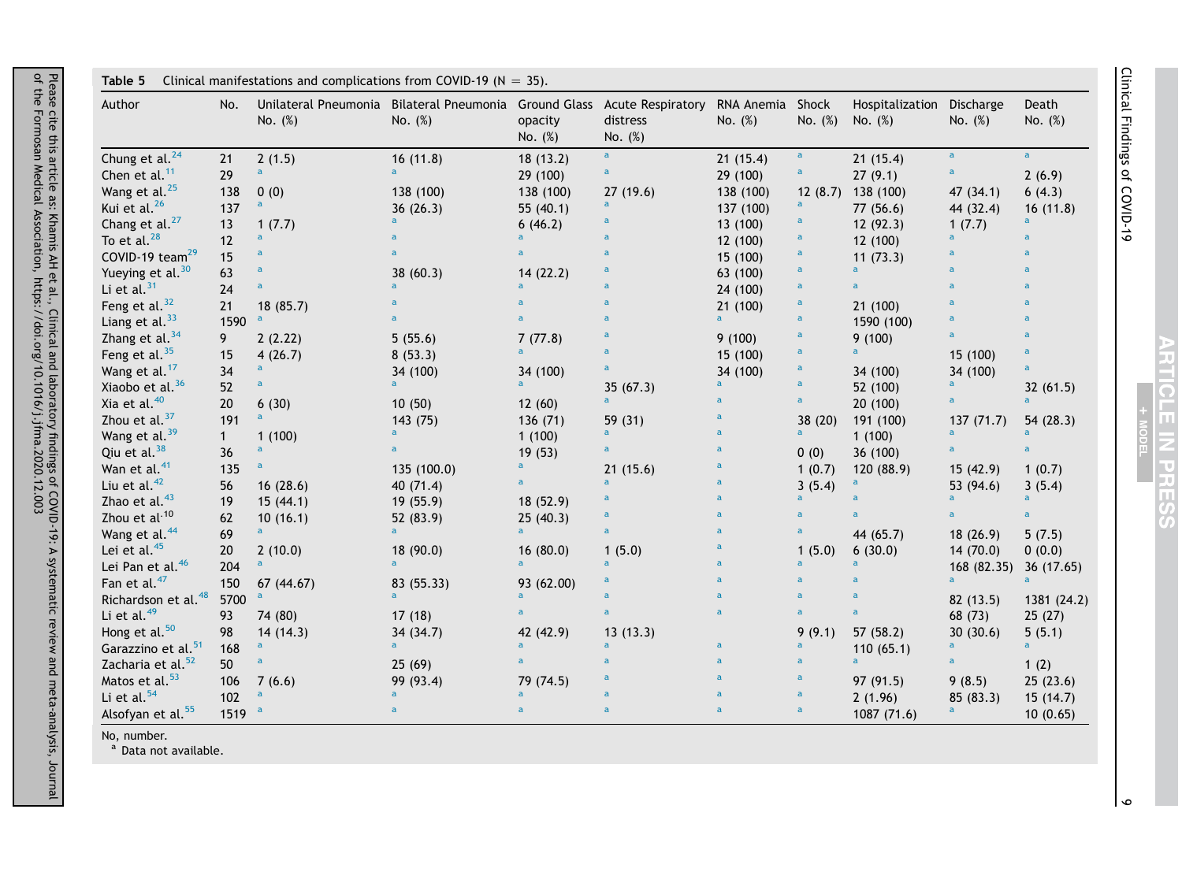**Table 5** Clinical manifestations and complications from COVID-19 (N = 35).

| Author | No. | Unilateral Pneumonia No. (%) | Bilateral Pneumonia No. (%) | Ground Glass opacity No. (%) | Acute Respiratory distress No. (%) | RNA Anemia No. (%) | Shock No. (%) | Hospitalization No. (%) | Discharge No. (%) | Death No. (%) |
|---|---|---|---|---|---|---|---|---|---|---|
| Chung et al.[24] | 21 | 2 (1.5) | 16 (11.8) | 18 (13.2) | a | 21 (15.4) | a | 21 (15.4) | a | a |
| Chen et al.[11] | 29 | a | a | 29 (100) | a | 29 (100) | a | 27 (9.1) | a | 2 (6.9) |
| Wang et al.[25] | 138 | 0 (0) | 138 (100) | 138 (100) | 27 (19.6) | 138 (100) | 12 (8.7) | 138 (100) | 47 (34.1) | 6 (4.3) |
| Kui et al.[26] | 137 | a | 36 (26.3) | 55 (40.1) | a | 137 (100) | a | 77 (56.6) | 44 (32.4) | 16 (11.8) |
| Chang et al.[27] | 13 | 1 (7.7) | a | 6 (46.2) | a | 13 (100) | a | 12 (92.3) | 1 (7.7) | a |
| To et al.[28] | 12 | a | a | a | a | 12 (100) | a | 12 (100) | a | a |
| COVID-19 team[29] | 15 | a | a | a | a | 15 (100) | a | 11 (73.3) | a | a |
| Yueying et al.[30] | 63 | a | 38 (60.3) | 14 (22.2) | a | 63 (100) | a | a | a | a |
| Li et al.[31] | 24 | a | a | a | a | 24 (100) | a | a | a | a |
| Feng et al.[32] | 21 | 18 (85.7) | a | a | a | 21 (100) | a | 21 (100) | a | a |
| Liang et al.[33] | 1590 | a | a | a | a | a | a | 1590 (100) | a | a |
| Zhang et al.[34] | 9 | 2 (2.22) | 5 (55.6) | 7 (77.8) | a | 9 (100) | a | 9 (100) | a | a |
| Feng et al.[35] | 15 | 4 (26.7) | 8 (53.3) | a | a | 15 (100) | a | a | 15 (100) | a |
| Wang et al.[17] | 34 | a | 34 (100) | 34 (100) | a | 34 (100) | a | 34 (100) | 34 (100) | a |
| Xiaobo et al.[36] | 52 | a | a | a | 35 (67.3) | a | a | 52 (100) | a | 32 (61.5) |
| Xia et al.[40] | 20 | 6 (30) | 10 (50) | 12 (60) | a | a | a | 20 (100) | a | a |
| Zhou et al.[37] | 191 | a | 143 (75) | 136 (71) | 59 (31) | a | 38 (20) | 191 (100) | 137 (71.7) | 54 (28.3) |
| Wang et al.[39] | 1 | 1 (100) | a | 1 (100) | a | a | a | 1 (100) | a | a |
| Qiu et al.[38] | 36 | a | a | 19 (53) | a | a | 0 (0) | 36 (100) | a | a |
| Wan et al.[41] | 135 | a | 135 (100.0) | a | 21 (15.6) | a | 1 (0.7) | 120 (88.9) | 15 (42.9) | 1 (0.7) |
| Liu et al.[42] | 56 | 16 (28.6) | 40 (71.4) | a | a | a | 3 (5.4) | a | 53 (94.6) | 3 (5.4) |
| Zhao et al.[43] | 19 | 15 (44.1) | 19 (55.9) | 18 (52.9) | a | a | a | a | a | a |
| Zhou et al.[10] | 62 | 10 (16.1) | 52 (83.9) | 25 (40.3) | a | a | a | a | a | a |
| Wang et al.[44] | 69 | a | a | a | a | a | a | 44 (65.7) | 18 (26.9) | 5 (7.5) |
| Lei et al.[45] | 20 | 2 (10.0) | 18 (90.0) | 16 (80.0) | 1 (5.0) | a | 1 (5.0) | 6 (30.0) | 14 (70.0) | 0 (0.0) |
| Lei Pan et al.[46] | 204 | a | a | a | a | a | a | a | 168 (82.35) | 36 (17.65) |
| Fan et al.[47] | 150 | 67 (44.67) | 83 (55.33) | 93 (62.00) | a | a | a | a | a | a |
| Richardson et al.[48] | 5700 | a | a | a | a | a | a | a | 82 (13.5) | 1381 (24.2) |
| Li et al.[49] | 93 | 74 (80) | 17 (18) | a | a | a | a | a | 68 (73) | 25 (27) |
| Hong et al.[50] | 98 | 14 (14.3) | 34 (34.7) | 42 (42.9) | 13 (13.3) | | 9 (9.1) | 57 (58.2) | 30 (30.6) | 5 (5.1) |
| Garazzino et al.[51] | 168 | a | a | a | a | a | a | 110 (65.1) | a | a |
| Zacharia et al.[52] | 50 | a | 25 (69) | a | a | a | a | a | a | 1 (2) |
| Matos et al.[53] | 106 | 7 (6.6) | 99 (93.4) | 79 (74.5) | a | a | a | 97 (91.5) | 9 (8.5) | 25 (23.6) |
| Li et al.[54] | 102 | a | a | a | a | a | a | 2 (1.96) | 85 (83.3) | 15 (14.7) |
| Alsofyan et al.[55] | 1519 | a | a | a | a | a | a | 1087 (71.6) | a | 10 (0.65) |

No, number.
[a] Data not available.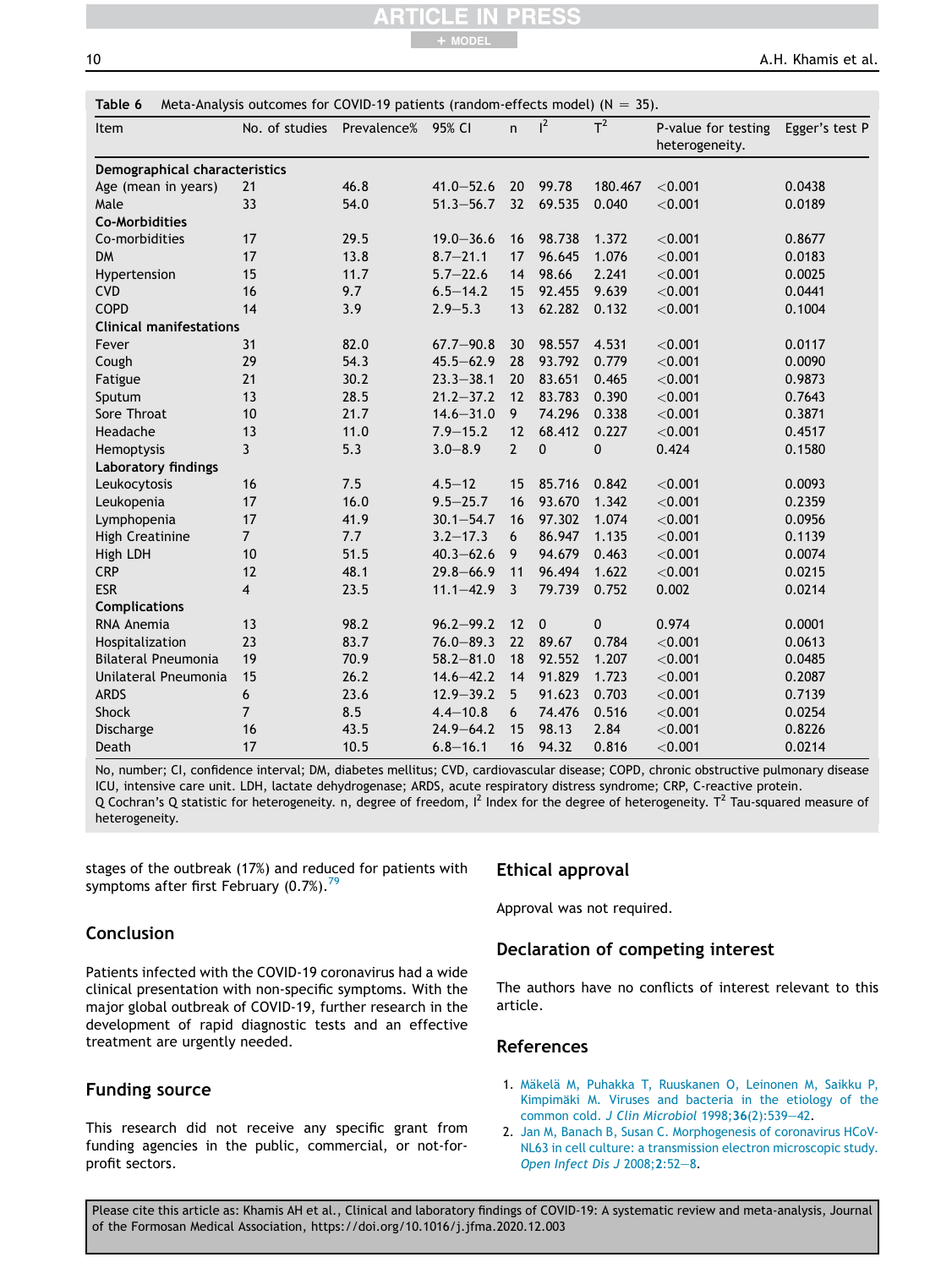**Table 6** Meta-Analysis outcomes for COVID-19 patients (random-effects model) (N = 35).

| Item | No. of studies | Prevalence% | 95% CI | n | $I^2$ | $T^2$ | P-value for testing heterogeneity. | Egger's test P |
|---|---|---|---|---|---|---|---|---|
| **Demographical characteristics** | | | | | | | | |
| Age (mean in years) | 21 | 46.8 | 41.0–52.6 | 20 | 99.78 | 180.467 | <0.001 | 0.0438 |
| Male | 33 | 54.0 | 51.3–56.7 | 32 | 69.535 | 0.040 | <0.001 | 0.0189 |
| **Co-Morbidities** | | | | | | | | |
| Co-morbidities | 17 | 29.5 | 19.0–36.6 | 16 | 98.738 | 1.372 | <0.001 | 0.8677 |
| DM | 17 | 13.8 | 8.7–21.1 | 17 | 96.645 | 1.076 | <0.001 | 0.0183 |
| Hypertension | 15 | 11.7 | 5.7–22.6 | 14 | 98.66 | 2.241 | <0.001 | 0.0025 |
| CVD | 16 | 9.7 | 6.5–14.2 | 15 | 92.455 | 9.639 | <0.001 | 0.0441 |
| COPD | 14 | 3.9 | 2.9–5.3 | 13 | 62.282 | 0.132 | <0.001 | 0.1004 |
| **Clinical manifestations** | | | | | | | | |
| Fever | 31 | 82.0 | 67.7–90.8 | 30 | 98.557 | 4.531 | <0.001 | 0.0117 |
| Cough | 29 | 54.3 | 45.5–62.9 | 28 | 93.792 | 0.779 | <0.001 | 0.0090 |
| Fatigue | 21 | 30.2 | 23.3–38.1 | 20 | 83.651 | 0.465 | <0.001 | 0.9873 |
| Sputum | 13 | 28.5 | 21.2–37.2 | 12 | 83.783 | 0.390 | <0.001 | 0.7643 |
| Sore Throat | 10 | 21.7 | 14.6–31.0 | 9 | 74.296 | 0.338 | <0.001 | 0.3871 |
| Headache | 13 | 11.0 | 7.9–15.2 | 12 | 68.412 | 0.227 | <0.001 | 0.4517 |
| Hemoptysis | 3 | 5.3 | 3.0–8.9 | 2 | 0 | 0 | 0.424 | 0.1580 |
| **Laboratory findings** | | | | | | | | |
| Leukocytosis | 16 | 7.5 | 4.5–12 | 15 | 85.716 | 0.842 | <0.001 | 0.0093 |
| Leukopenia | 17 | 16.0 | 9.5–25.7 | 16 | 93.670 | 1.342 | <0.001 | 0.2359 |
| Lymphopenia | 17 | 41.9 | 30.1–54.7 | 16 | 97.302 | 1.074 | <0.001 | 0.0956 |
| High Creatinine | 7 | 7.7 | 3.2–17.3 | 6 | 86.947 | 1.135 | <0.001 | 0.1139 |
| High LDH | 10 | 51.5 | 40.3–62.6 | 9 | 94.679 | 0.463 | <0.001 | 0.0074 |
| CRP | 12 | 48.1 | 29.8–66.9 | 11 | 96.494 | 1.622 | <0.001 | 0.0215 |
| ESR | 4 | 23.5 | 11.1–42.9 | 3 | 79.739 | 0.752 | 0.002 | 0.0214 |
| **Complications** | | | | | | | | |
| RNA Anemia | 13 | 98.2 | 96.2–99.2 | 12 | 0 | 0 | 0.974 | 0.0001 |
| Hospitalization | 23 | 83.7 | 76.0–89.3 | 22 | 89.67 | 0.784 | <0.001 | 0.0613 |
| Bilateral Pneumonia | 19 | 70.9 | 58.2–81.0 | 18 | 92.552 | 1.207 | <0.001 | 0.0485 |
| Unilateral Pneumonia | 15 | 26.2 | 14.6–42.2 | 14 | 91.829 | 1.723 | <0.001 | 0.2087 |
| ARDS | 6 | 23.6 | 12.9–39.2 | 5 | 91.623 | 0.703 | <0.001 | 0.7139 |
| Shock | 7 | 8.5 | 4.4–10.8 | 6 | 74.476 | 0.516 | <0.001 | 0.0254 |
| Discharge | 16 | 43.5 | 24.9–64.2 | 15 | 98.13 | 2.84 | <0.001 | 0.8226 |
| Death | 17 | 10.5 | 6.8–16.1 | 16 | 94.32 | 0.816 | <0.001 | 0.0214 |

No, number; CI, confidence interval; DM, diabetes mellitus; CVD, cardiovascular disease; COPD, chronic obstructive pulmonary disease ICU, intensive care unit. LDH, lactate dehydrogenase; ARDS, acute respiratory distress syndrome; CRP, C-reactive protein.
Q Cochran's Q statistic for heterogeneity. n, degree of freedom, $I^2$ Index for the degree of heterogeneity. $T^2$ Tau-squared measure of heterogeneity.

stages of the outbreak (17%) and reduced for patients with symptoms after first February (0.7%).[79]

## Conclusion

Patients infected with the COVID-19 coronavirus had a wide clinical presentation with non-specific symptoms. With the major global outbreak of COVID-19, further research in the development of rapid diagnostic tests and an effective treatment are urgently needed.

## Funding source

This research did not receive any specific grant from funding agencies in the public, commercial, or not-for-profit sectors.

## Ethical approval

Approval was not required.

## Declaration of competing interest

The authors have no conflicts of interest relevant to this article.

## References

1. Mäkelä M, Puhakka T, Ruuskanen O, Leinonen M, Saikku P, Kimpimäki M. Viruses and bacteria in the etiology of the common cold. *J Clin Microbiol* 1998;**36**(2):539–42.
2. Jan M, Banach B, Susan C. Morphogenesis of coronavirus HCoV-NL63 in cell culture: a transmission electron microscopic study. *Open Infect Dis J* 2008;**2**:52–8.

Please cite this article as: Khamis AH et al., Clinical and laboratory findings of COVID-19: A systematic review and meta-analysis, Journal of the Formosan Medical Association, https://doi.org/10.1016/j.jfma.2020.12.003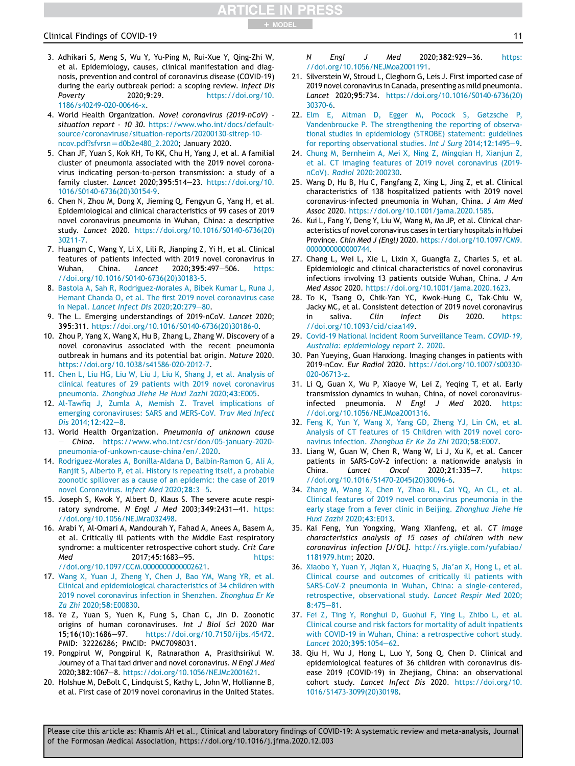3. Adhikari S, Meng S, Wu Y, Yu-Ping M, Rui-Xue Y, Qing-Zhi W, et al. Epidemiology, causes, clinical manifestation and diagnosis, prevention and control of coronavirus disease (COVID-19) during the early outbreak period: a scoping review. *Infect Dis Poverty* 2020;**9**:29. https://doi.org/10.1186/s40249-020-00646-x.
4. World Health Organization. *Novel coronavirus (2019-nCoV) - situation report - 10 30.* https://www.who.int/docs/default-source/coronaviruse/situation-reports/20200130-sitrep-10-ncov.pdf?sfvrsn=d0b2e480_2.2020; January 2020.
5. Chan JF, Yuan S, Kok KH, To KK, Chu H, Yang J, et al. A familial cluster of pneumonia associated with the 2019 novel coronavirus indicating person-to-person transmission: a study of a family cluster. *Lancet* 2020;**395**:514–23. https://doi.org/10.1016/S0140-6736(20)30154-9.
6. Chen N, Zhou M, Dong X, Jieming Q, Fengyun G, Yang H, et al. Epidemiological and clinical characteristics of 99 cases of 2019 novel coronavirus pneumonia in Wuhan, China: a descriptive study. *Lancet* 2020. https://doi.org/10.1016/S0140-6736(20)30211-7.
7. Huangm C, Wang Y, Li X, Lili R, Jianping Z, Yi H, et al. Clinical features of patients infected with 2019 novel coronavirus in Wuhan, China. *Lancet* 2020;**395**:497–506. https://doi.org/10.1016/S0140-6736(20)30183-5.
8. Bastola A, Sah R, Rodriguez-Morales A, Bibek Kumar L, Runa J, Hemant Chanda O, et al. The first 2019 novel coronavirus case in Nepal. *Lancet Infect Dis* 2020;**20**:279–80.
9. The L. Emerging understandings of 2019-nCoV. *Lancet* 2020; **395**:311. https://doi.org/10.1016/S0140-6736(20)30186-0.
10. Zhou P, Yang X, Wang X, Hu B, Zhang L, Zhang W. Discovery of a novel coronavirus associated with the recent pneumonia outbreak in humans and its potential bat origin. *Nature* 2020. https://doi.org/10.1038/s41586-020-2012-7.
11. Chen L, Liu HG, Liu W, Liu J, Liu K, Shang J, et al. Analysis of clinical features of 29 patients with 2019 novel coronavirus pneumonia. *Zhonghua Jiehe He Huxi Zazhi* 2020;**43**:E005.
12. Al-Tawfiq J, Zumla A, Memish Z. Travel implications of emerging coronaviruses: SARS and MERS-CoV. *Trav Med Infect Dis* 2014;**12**:422–8.
13. World Health Organization. *Pneumonia of unknown cause — China*. https://www.who.int/csr/don/05-january-2020-pneumonia-of-unkown-cause-china/en/.2020.
14. Rodriguez-Morales A, Bonilla-Aldana D, Balbin-Ramon G, Ali A, Ranjit S, Alberto P, et al. History is repeating itself, a probable zoonotic spillover as a cause of an epidemic: the case of 2019 novel Coronavirus. *Infect Med* 2020;**28**:3–5.
15. Joseph S, Kwok Y, Albert D, Klaus S. The severe acute respiratory syndrome. *N Engl J Med* 2003;**349**:2431–41. https://doi.org/10.1056/NEJMra032498.
16. Arabi Y, Al-Omari A, Mandourah Y, Fahad A, Anees A, Basem A, et al. Critically ill patients with the Middle East respiratory syndrome: a multicenter retrospective cohort study. *Crit Care Med* 2017;**45**:1683–95. https://doi.org/10.1097/CCM.0000000000002621.
17. Wang J, Yuan J, Zheng Y, Chen J, Bao YM, Wang YR, et al. Clinical and epidemiological characteristics of 34 children with 2019 novel coronavirus infection in Shenzhen. *Zhonghua Er Ke Za Zhi* 2020;**58**:E00830.
18. Ye Z, Yuan S, Yuen K, Fung S, Chan C, Jin D. Zoonotic origins of human coronaviruses. *Int J Biol Sci* 2020 Mar 15;**16**(10):1686–97. https://doi.org/10.7150/ijbs.45472. PMID: 32226286; PMCID: PMC7098031.
19. Pongpirul W, Pongpirul K, Ratnarathon A, Prasithsirikul W. Journey of a Thai taxi driver and novel coronavirus. *N Engl J Med* 2020;**382**:1067–8. https://doi.org/10.1056/NEJMc2001621.
20. Holshue M, DeBolt C, Lindquist S, Kathy L, John W, Hollianne B, et al. First case of 2019 novel coronavirus in the United States. *N Engl J Med* 2020;**382**:929–36. https://doi.org/10.1056/NEJMoa2001191.
21. Silverstein W, Stroud L, Cleghorn G, Leis J. First imported case of 2019 novel coronavirus in Canada, presenting as mild pneumonia. *Lancet* 2020;**95**:734. https://doi.org/10.1016/S0140-6736(20)30370-6.
22. Elm E, Altman D, Egger M, Pocock S, Gøtzsche P, Vandenbroucke P. The strengthening the reporting of observational studies in epidemiology (STROBE) statement: guidelines for reporting observational studies. *Int J Surg* 2014;**12**:1495–9.
24. Chung M, Bernheim A, Mei X, Ning Z, Mingqian H, Xianjun Z, et al. CT imaging features of 2019 novel coronavirus (2019-nCoV). *Radiol* 2020:200230.
25. Wang D, Hu B, Hu C, Fangfang Z, Xing L, Jing Z, et al. Clinical characteristics of 138 hospitalized patients with 2019 novel coronavirus-infected pneumonia in Wuhan, China. *J Am Med Assoc* 2020. https://doi.org/10.1001/jama.2020.1585.
26. Kui L, Fang Y, Deng Y, Liu W, Wang M, Ma JP, et al. Clinical characteristics of novel coronavirus cases in tertiary hospitals in Hubei Province. *Chin Med J (Engl)* 2020. https://doi.org/10.1097/CM9.0000000000000744.
27. Chang L, Wei L, Xie L, Lixin X, Guangfa Z, Charles S, et al. Epidemiologic and clinical characteristics of novel coronavirus infections involving 13 patients outside Wuhan, China. *J Am Med Assoc* 2020. https://doi.org/10.1001/jama.2020.1623.
28. To K, Tsang O, Chik-Yan YC, Kwok-Hung C, Tak-Chiu W, Jacky MC, et al. Consistent detection of 2019 novel coronavirus in saliva. *Clin Infect Dis* 2020. https://doi.org/10.1093/cid/ciaa149.
29. Covid-19 National Incident Room Surveillance Team. *COVID-19, Australia: epidemiology report 2*. 2020.
30. Pan Yueying, Guan Hanxiong. Imaging changes in patients with 2019-nCov. *Eur Radiol* 2020. https://doi.org/10.1007/s00330-020-06713-z.
31. Li Q, Guan X, Wu P, Xiaoye W, Lei Z, Yeqing T, et al. Early transmission dynamics in wuhan, China, of novel coronavirus-infected pneumonia. *N Engl J Med* 2020. https://doi.org/10.1056/NEJMoa2001316.
32. Feng K, Yun Y, Wang X, Yang GD, Zheng YJ, Lin CM, et al. Analysis of CT features of 15 Children with 2019 novel coronavirus infection. *Zhonghua Er Ke Za Zhi* 2020;**58**:E007.
33. Liang W, Guan W, Chen R, Wang W, Li J, Xu K, et al. Cancer patients in SARS-CoV-2 infection: a nationwide analysis in China. *Lancet Oncol* 2020;**21**:335–7. https://doi.org/10.1016/S1470-2045(20)30096-6.
34. Zhang M, Wang X, Chen Y, Zhao KL, Cai YQ, An CL, et al. Clinical features of 2019 novel coronavirus pneumonia in the early stage from a fever clinic in Beijing. *Zhonghua Jiehe He Huxi Zazhi* 2020;**43**:E013.
35. Kai Feng, Yun Yongxing, Wang Xianfeng, et al. *CT image characteristics analysis of 15 cases of children with new coronavirus infection [J/OL].* http://rs.yiigle.com/yufabiao/1181979.htm; 2020.
36. Xiaobo Y, Yuan Y, Jiqian X, Huaqing S, Jia'an X, Hong L, et al. Clinical course and outcomes of critically ill patients with SARS-CoV-2 pneumonia in Wuhan, China: a single-centered, retrospective, observational study. *Lancet Respir Med* 2020; **8**:475–81.
37. Fei Z, Ting Y, Ronghui D, Guohui F, Ying L, Zhibo L, et al. Clinical course and risk factors for mortality of adult inpatients with COVID-19 in Wuhan, China: a retrospective cohort study. *Lancet* 2020;**395**:1054–62.
38. Qiu H, Wu J, Hong L, Luo Y, Song Q, Chen D. Clinical and epidemiological features of 36 children with coronavirus disease 2019 (COVID-19) in Zhejiang, China: an observational cohort study. *Lancet Infect Dis* 2020. https://doi.org/10.1016/S1473-3099(20)30198.

Please cite this article as: Khamis AH et al., Clinical and laboratory findings of COVID-19: A systematic review and meta-analysis, Journal of the Formosan Medical Association, https://doi.org/10.1016/j.jfma.2020.12.003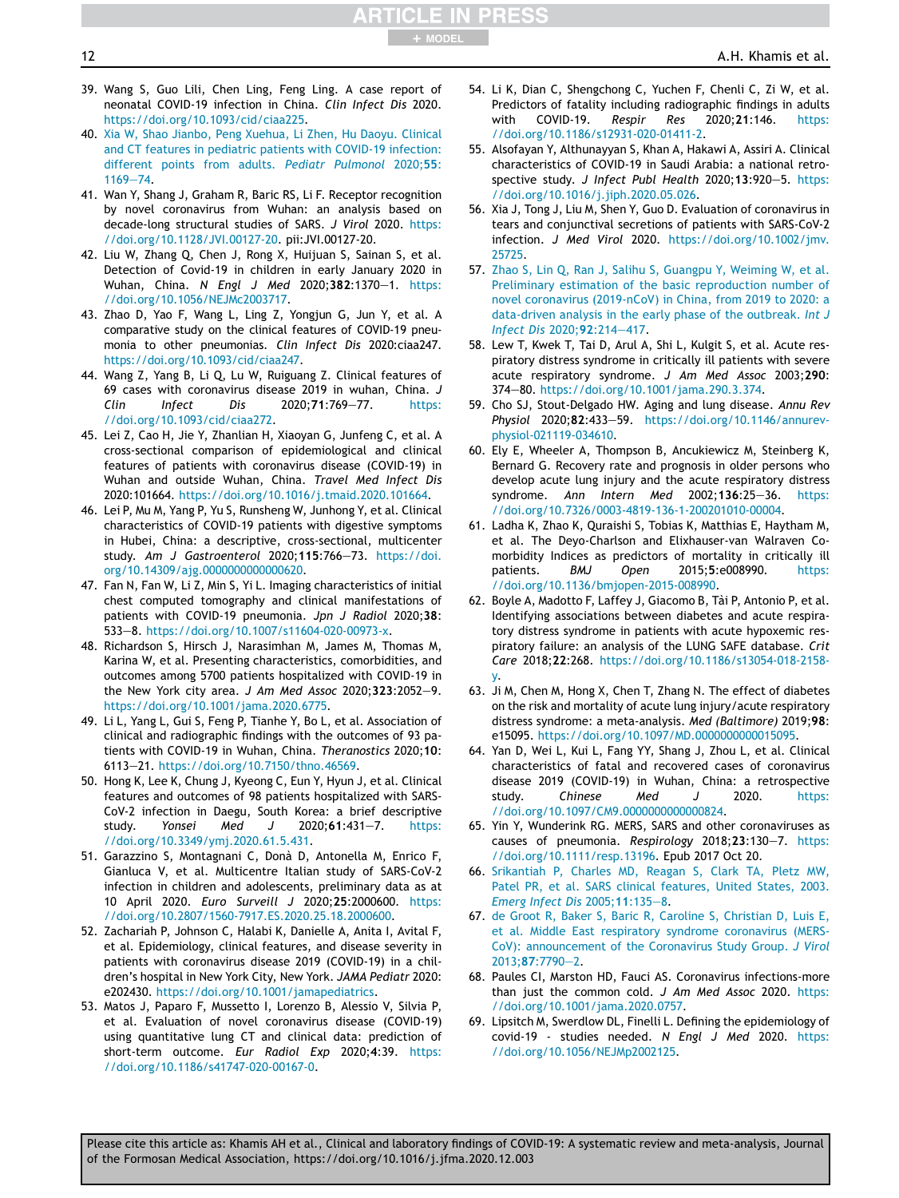39. Wang S, Guo Lili, Chen Ling, Feng Ling. A case report of neonatal COVID-19 infection in China. *Clin Infect Dis* 2020. https://doi.org/10.1093/cid/ciaa225.
40. Xia W, Shao Jianbo, Peng Xuehua, Li Zhen, Hu Daoyu. Clinical and CT features in pediatric patients with COVID-19 infection: different points from adults. *Pediatr Pulmonol* 2020;**55**: 1169–74.
41. Wan Y, Shang J, Graham R, Baric RS, Li F. Receptor recognition by novel coronavirus from Wuhan: an analysis based on decade-long structural studies of SARS. *J Virol* 2020. https://doi.org/10.1128/JVI.00127-20. pii:JVI.00127-20.
42. Liu W, Zhang Q, Chen J, Rong X, Huijuan S, Sainan S, et al. Detection of Covid-19 in children in early January 2020 in Wuhan, China. *N Engl J Med* 2020;**382**:1370–1. https://doi.org/10.1056/NEJMc2003717.
43. Zhao D, Yao F, Wang L, Ling Z, Yongjun G, Jun Y, et al. A comparative study on the clinical features of COVID-19 pneumonia to other pneumonias. *Clin Infect Dis* 2020:ciaa247. https://doi.org/10.1093/cid/ciaa247.
44. Wang Z, Yang B, Li Q, Lu W, Ruiguang Z. Clinical features of 69 cases with coronavirus disease 2019 in wuhan, China. *J Clin Infect Dis* 2020;**71**:769–77. https://doi.org/10.1093/cid/ciaa272.
45. Lei Z, Cao H, Jie Y, Zhanlian H, Xiaoyan G, Junfeng C, et al. A cross-sectional comparison of epidemiological and clinical features of patients with coronavirus disease (COVID-19) in Wuhan and outside Wuhan, China. *Travel Med Infect Dis* 2020:101664. https://doi.org/10.1016/j.tmaid.2020.101664.
46. Lei P, Mu M, Yang P, Yu S, Runsheng W, Junhong Y, et al. Clinical characteristics of COVID-19 patients with digestive symptoms in Hubei, China: a descriptive, cross-sectional, multicenter study. *Am J Gastroenterol* 2020;**115**:766–73. https://doi.org/10.14309/ajg.0000000000000620.
47. Fan N, Fan W, Li Z, Min S, Yi L. Imaging characteristics of initial chest computed tomography and clinical manifestations of patients with COVID-19 pneumonia. *Jpn J Radiol* 2020;**38**: 533–8. https://doi.org/10.1007/s11604-020-00973-x.
48. Richardson S, Hirsch J, Narasimhan M, James M, Thomas M, Karina W, et al. Presenting characteristics, comorbidities, and outcomes among 5700 patients hospitalized with COVID-19 in the New York city area. *J Am Med Assoc* 2020;**323**:2052–9. https://doi.org/10.1001/jama.2020.6775.
49. Li L, Yang L, Gui S, Feng P, Tianhe Y, Bo L, et al. Association of clinical and radiographic findings with the outcomes of 93 patients with COVID-19 in Wuhan, China. *Theranostics* 2020;**10**: 6113–21. https://doi.org/10.7150/thno.46569.
50. Hong K, Lee K, Chung J, Kyeong C, Eun Y, Hyun J, et al. Clinical features and outcomes of 98 patients hospitalized with SARS-CoV-2 infection in Daegu, South Korea: a brief descriptive study. *Yonsei Med J* 2020;**61**:431–7. https://doi.org/10.3349/ymj.2020.61.5.431.
51. Garazzino S, Montagnani C, Donà D, Antonella M, Enrico F, Gianluca V, et al. Multicentre Italian study of SARS-CoV-2 infection in children and adolescents, preliminary data as at 10 April 2020. *Euro Surveill J* 2020;**25**:2000600. https://doi.org/10.2807/1560-7917.ES.2020.25.18.2000600.
52. Zachariah P, Johnson C, Halabi K, Danielle A, Anita I, Avital F, et al. Epidemiology, clinical features, and disease severity in patients with coronavirus disease 2019 (COVID-19) in a children's hospital in New York City, New York. *JAMA Pediatr* 2020: e202430. https://doi.org/10.1001/jamapediatrics.
53. Matos J, Paparo F, Mussetto I, Lorenzo B, Alessio V, Silvia P, et al. Evaluation of novel coronavirus disease (COVID-19) using quantitative lung CT and clinical data: prediction of short-term outcome. *Eur Radiol Exp* 2020;**4**:39. https://doi.org/10.1186/s41747-020-00167-0.
54. Li K, Dian C, Shengchong C, Yuchen F, Chenli C, Zi W, et al. Predictors of fatality including radiographic findings in adults with COVID-19. *Respir Res* 2020;**21**:146. https://doi.org/10.1186/s12931-020-01411-2.
55. Alsofayan Y, Althunayyan S, Khan A, Hakawi A, Assiri A. Clinical characteristics of COVID-19 in Saudi Arabia: a national retrospective study. *J Infect Publ Health* 2020;**13**:920–5. https://doi.org/10.1016/j.jiph.2020.05.026.
56. Xia J, Tong J, Liu M, Shen Y, Guo D. Evaluation of coronavirus in tears and conjunctival secretions of patients with SARS-CoV-2 infection. *J Med Virol* 2020. https://doi.org/10.1002/jmv.25725.
57. Zhao S, Lin Q, Ran J, Salihu S, Guangpu Y, Weiming W, et al. Preliminary estimation of the basic reproduction number of novel coronavirus (2019-nCoV) in China, from 2019 to 2020: a data-driven analysis in the early phase of the outbreak. *Int J Infect Dis* 2020;**92**:214–417.
58. Lew T, Kwek T, Tai D, Arul A, Shi L, Kulgit S, et al. Acute respiratory distress syndrome in critically ill patients with severe acute respiratory syndrome. *J Am Med Assoc* 2003;**290**: 374–80. https://doi.org/10.1001/jama.290.3.374.
59. Cho SJ, Stout-Delgado HW. Aging and lung disease. *Annu Rev Physiol* 2020;**82**:433–59. https://doi.org/10.1146/annurev-physiol-021119-034610.
60. Ely E, Wheeler A, Thompson B, Ancukiewicz M, Steinberg K, Bernard G. Recovery rate and prognosis in older persons who develop acute lung injury and the acute respiratory distress syndrome. *Ann Intern Med* 2002;**136**:25–36. https://doi.org/10.7326/0003-4819-136-1-200201010-00004.
61. Ladha K, Zhao K, Quraishi S, Tobias K, Matthias E, Haytham M, et al. The Deyo-Charlson and Elixhauser-van Walraven Comorbidity Indices as predictors of mortality in critically ill patients. *BMJ Open* 2015;**5**:e008990. https://doi.org/10.1136/bmjopen-2015-008990.
62. Boyle A, Madotto F, Laffey J, Giacomo B, Tài P, Antonio P, et al. Identifying associations between diabetes and acute respiratory distress syndrome in patients with acute hypoxemic respiratory failure: an analysis of the LUNG SAFE database. *Crit Care* 2018;**22**:268. https://doi.org/10.1186/s13054-018-2158-y.
63. Ji M, Chen M, Hong X, Chen T, Zhang N. The effect of diabetes on the risk and mortality of acute lung injury/acute respiratory distress syndrome: a meta-analysis. *Med (Baltimore)* 2019;**98**: e15095. https://doi.org/10.1097/MD.0000000000015095.
64. Yan D, Wei L, Kui L, Fang YY, Shang J, Zhou L, et al. Clinical characteristics of fatal and recovered cases of coronavirus disease 2019 (COVID-19) in Wuhan, China: a retrospective study. *Chinese Med J* 2020. https://doi.org/10.1097/CM9.0000000000000824.
65. Yin Y, Wunderink RG. MERS, SARS and other coronaviruses as causes of pneumonia. *Respirology* 2018;**23**:130–7. https://doi.org/10.1111/resp.13196. Epub 2017 Oct 20.
66. Srikantiah P, Charles MD, Reagan S, Clark TA, Pletz MW, Patel PR, et al. SARS clinical features, United States, 2003. *Emerg Infect Dis* 2005;**11**:135–8.
67. de Groot R, Baker S, Baric R, Caroline S, Christian D, Luis E, et al. Middle East respiratory syndrome coronavirus (MERS-CoV): announcement of the Coronavirus Study Group. *J Virol* 2013;**87**:7790–2.
68. Paules CI, Marston HD, Fauci AS. Coronavirus infections-more than just the common cold. *J Am Med Assoc* 2020. https://doi.org/10.1001/jama.2020.0757.
69. Lipsitch M, Swerdlow DL, Finelli L. Defining the epidemiology of covid-19 - studies needed. *N Engl J Med* 2020. https://doi.org/10.1056/NEJMp2002125.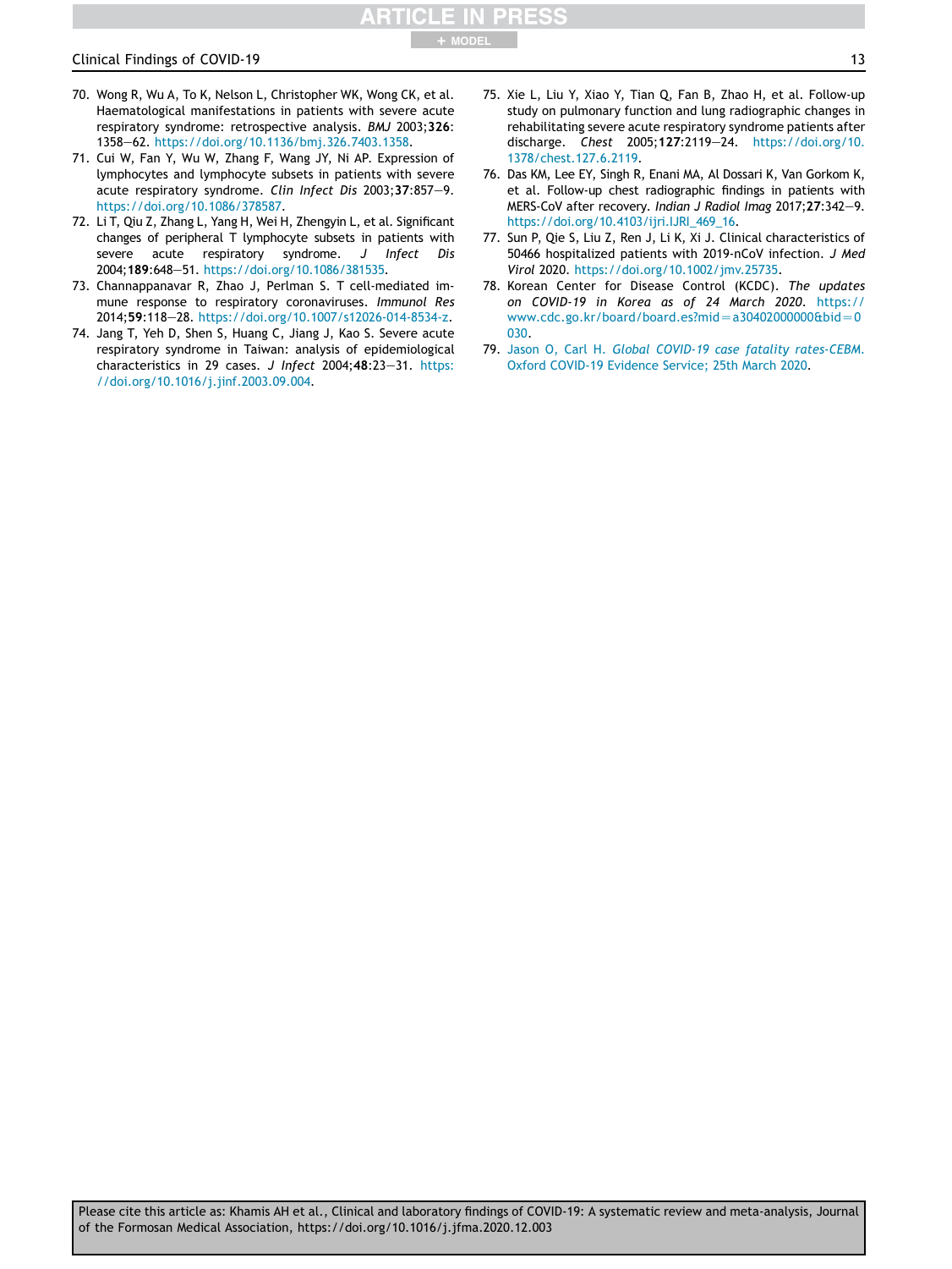70. Wong R, Wu A, To K, Nelson L, Christopher WK, Wong CK, et al. Haematological manifestations in patients with severe acute respiratory syndrome: retrospective analysis. *BMJ* 2003;**326**: 1358–62. https://doi.org/10.1136/bmj.326.7403.1358.
71. Cui W, Fan Y, Wu W, Zhang F, Wang JY, Ni AP. Expression of lymphocytes and lymphocyte subsets in patients with severe acute respiratory syndrome. *Clin Infect Dis* 2003;**37**:857–9. https://doi.org/10.1086/378587.
72. Li T, Qiu Z, Zhang L, Yang H, Wei H, Zhengyin L, et al. Significant changes of peripheral T lymphocyte subsets in patients with severe acute respiratory syndrome. *J Infect Dis* 2004;**189**:648–51. https://doi.org/10.1086/381535.
73. Channappanavar R, Zhao J, Perlman S. T cell-mediated immune response to respiratory coronaviruses. *Immunol Res* 2014;**59**:118–28. https://doi.org/10.1007/s12026-014-8534-z.
74. Jang T, Yeh D, Shen S, Huang C, Jiang J, Kao S. Severe acute respiratory syndrome in Taiwan: analysis of epidemiological characteristics in 29 cases. *J Infect* 2004;**48**:23–31. https://doi.org/10.1016/j.jinf.2003.09.004.
75. Xie L, Liu Y, Xiao Y, Tian Q, Fan B, Zhao H, et al. Follow-up study on pulmonary function and lung radiographic changes in rehabilitating severe acute respiratory syndrome patients after discharge. *Chest* 2005;**127**:2119–24. https://doi.org/10.1378/chest.127.6.2119.
76. Das KM, Lee EY, Singh R, Enani MA, Al Dossari K, Van Gorkom K, et al. Follow-up chest radiographic findings in patients with MERS-CoV after recovery. *Indian J Radiol Imag* 2017;**27**:342–9. https://doi.org/10.4103/ijri.IJRI_469_16.
77. Sun P, Qie S, Liu Z, Ren J, Li K, Xi J. Clinical characteristics of 50466 hospitalized patients with 2019-nCoV infection. *J Med Virol* 2020. https://doi.org/10.1002/jmv.25735.
78. Korean Center for Disease Control (KCDC). *The updates on COVID-19 in Korea as of 24 March 2020*. https://www.cdc.go.kr/board/board.es?mid=a30402000000&bid=0030.
79. Jason O, Carl H. *Global COVID-19 case fatality rates-CEBM*. Oxford COVID-19 Evidence Service; 25th March 2020.

Please cite this article as: Khamis AH et al., Clinical and laboratory findings of COVID-19: A systematic review and meta-analysis, Journal of the Formosan Medical Association, https://doi.org/10.1016/j.jfma.2020.12.003